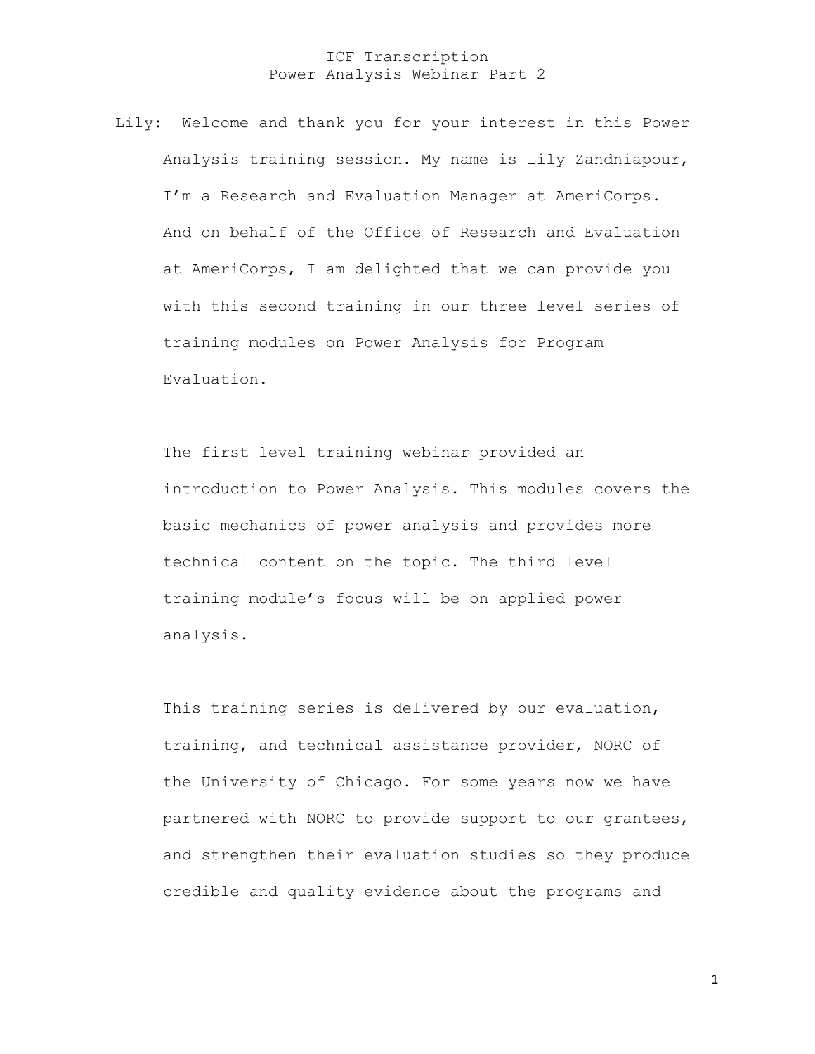# ICF Transcription
## Power Analysis Webinar Part 2

Lily: Welcome and thank you for your interest in this Power Analysis training session. My name is Lily Zandniapour, I'm a Research and Evaluation Manager at AmeriCorps. And on behalf of the Office of Research and Evaluation at AmeriCorps, I am delighted that we can provide you with this second training in our three level series of training modules on Power Analysis for Program Evaluation.

The first level training webinar provided an introduction to Power Analysis. This modules covers the basic mechanics of power analysis and provides more technical content on the topic. The third level training module's focus will be on applied power analysis.

This training series is delivered by our evaluation, training, and technical assistance provider, NORC of the University of Chicago. For some years now we have partnered with NORC to provide support to our grantees, and strengthen their evaluation studies so they produce credible and quality evidence about the programs and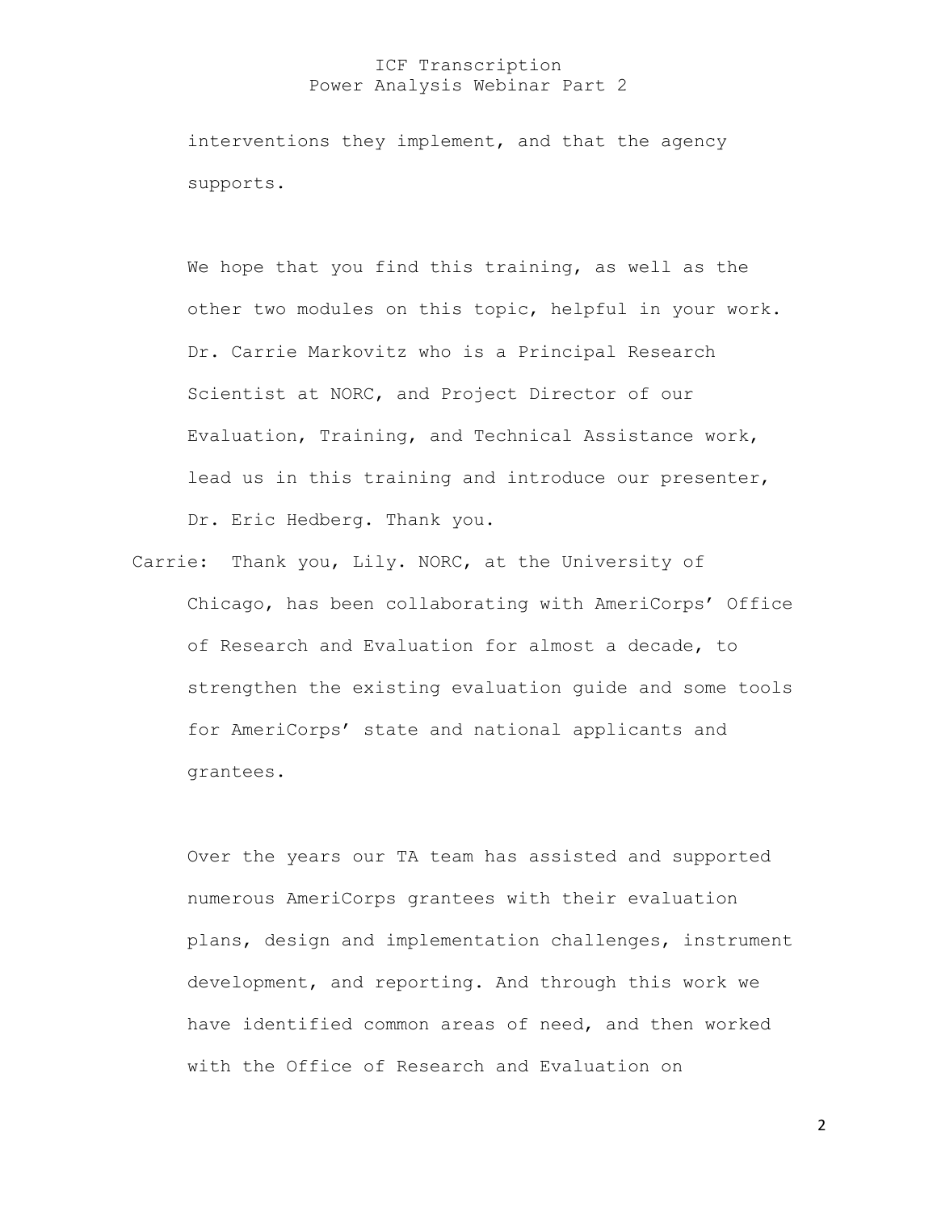interventions they implement, and that the agency supports.

We hope that you find this training, as well as the other two modules on this topic, helpful in your work. Dr. Carrie Markovitz who is a Principal Research Scientist at NORC, and Project Director of our Evaluation, Training, and Technical Assistance work, lead us in this training and introduce our presenter, Dr. Eric Hedberg. Thank you.

Carrie: Thank you, Lily. NORC, at the University of Chicago, has been collaborating with AmeriCorps' Office of Research and Evaluation for almost a decade, to strengthen the existing evaluation guide and some tools for AmeriCorps' state and national applicants and grantees.

Over the years our TA team has assisted and supported numerous AmeriCorps grantees with their evaluation plans, design and implementation challenges, instrument development, and reporting. And through this work we have identified common areas of need, and then worked with the Office of Research and Evaluation on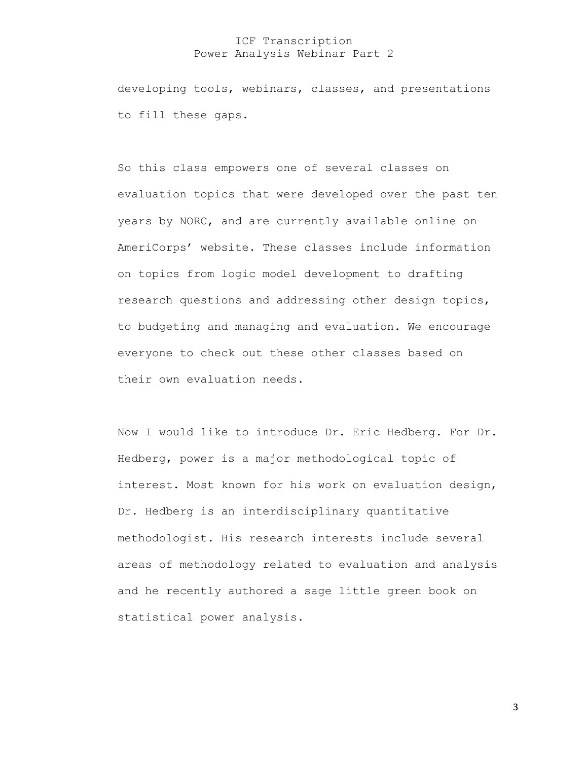developing tools, webinars, classes, and presentations to fill these gaps.

So this class empowers one of several classes on evaluation topics that were developed over the past ten years by NORC, and are currently available online on AmeriCorps' website. These classes include information on topics from logic model development to drafting research questions and addressing other design topics, to budgeting and managing and evaluation. We encourage everyone to check out these other classes based on their own evaluation needs.

Now I would like to introduce Dr. Eric Hedberg. For Dr. Hedberg, power is a major methodological topic of interest. Most known for his work on evaluation design, Dr. Hedberg is an interdisciplinary quantitative methodologist. His research interests include several areas of methodology related to evaluation and analysis and he recently authored a sage little green book on statistical power analysis.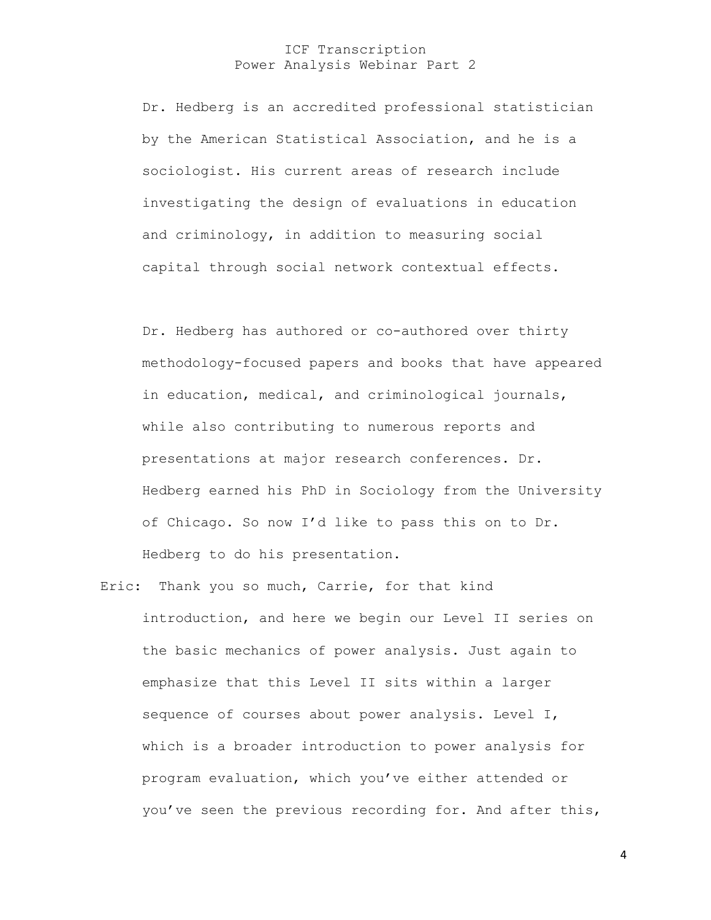Dr. Hedberg is an accredited professional statistician by the American Statistical Association, and he is a sociologist. His current areas of research include investigating the design of evaluations in education and criminology, in addition to measuring social capital through social network contextual effects.

Dr. Hedberg has authored or co-authored over thirty methodology-focused papers and books that have appeared in education, medical, and criminological journals, while also contributing to numerous reports and presentations at major research conferences. Dr. Hedberg earned his PhD in Sociology from the University of Chicago. So now I'd like to pass this on to Dr. Hedberg to do his presentation.

Eric: Thank you so much, Carrie, for that kind introduction, and here we begin our Level II series on the basic mechanics of power analysis. Just again to emphasize that this Level II sits within a larger sequence of courses about power analysis. Level I, which is a broader introduction to power analysis for program evaluation, which you've either attended or you've seen the previous recording for. And after this,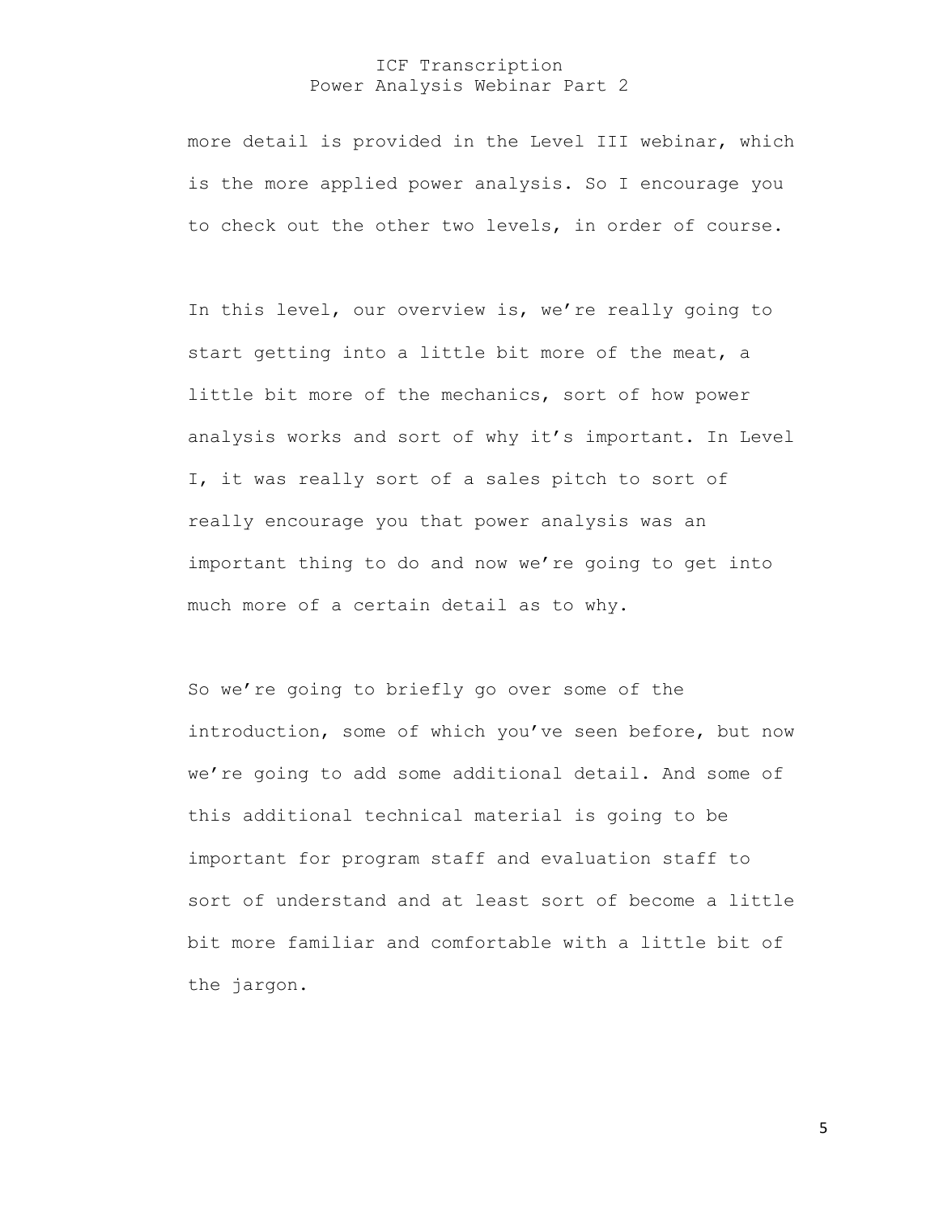more detail is provided in the Level III webinar, which is the more applied power analysis. So I encourage you to check out the other two levels, in order of course.

In this level, our overview is, we're really going to start getting into a little bit more of the meat, a little bit more of the mechanics, sort of how power analysis works and sort of why it's important. In Level I, it was really sort of a sales pitch to sort of really encourage you that power analysis was an important thing to do and now we're going to get into much more of a certain detail as to why.

So we're going to briefly go over some of the introduction, some of which you've seen before, but now we're going to add some additional detail. And some of this additional technical material is going to be important for program staff and evaluation staff to sort of understand and at least sort of become a little bit more familiar and comfortable with a little bit of the jargon.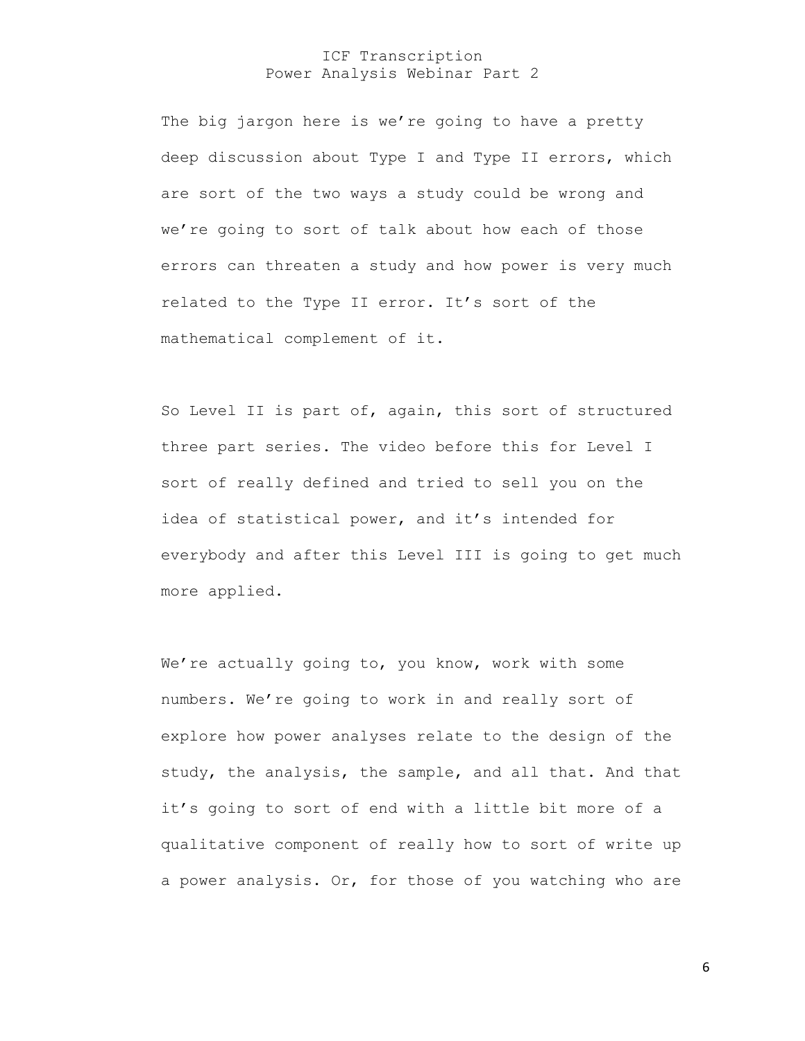The big jargon here is we're going to have a pretty deep discussion about Type I and Type II errors, which are sort of the two ways a study could be wrong and we're going to sort of talk about how each of those errors can threaten a study and how power is very much related to the Type II error. It's sort of the mathematical complement of it.

So Level II is part of, again, this sort of structured three part series. The video before this for Level I sort of really defined and tried to sell you on the idea of statistical power, and it's intended for everybody and after this Level III is going to get much more applied.

We're actually going to, you know, work with some numbers. We're going to work in and really sort of explore how power analyses relate to the design of the study, the analysis, the sample, and all that. And that it's going to sort of end with a little bit more of a qualitative component of really how to sort of write up a power analysis. Or, for those of you watching who are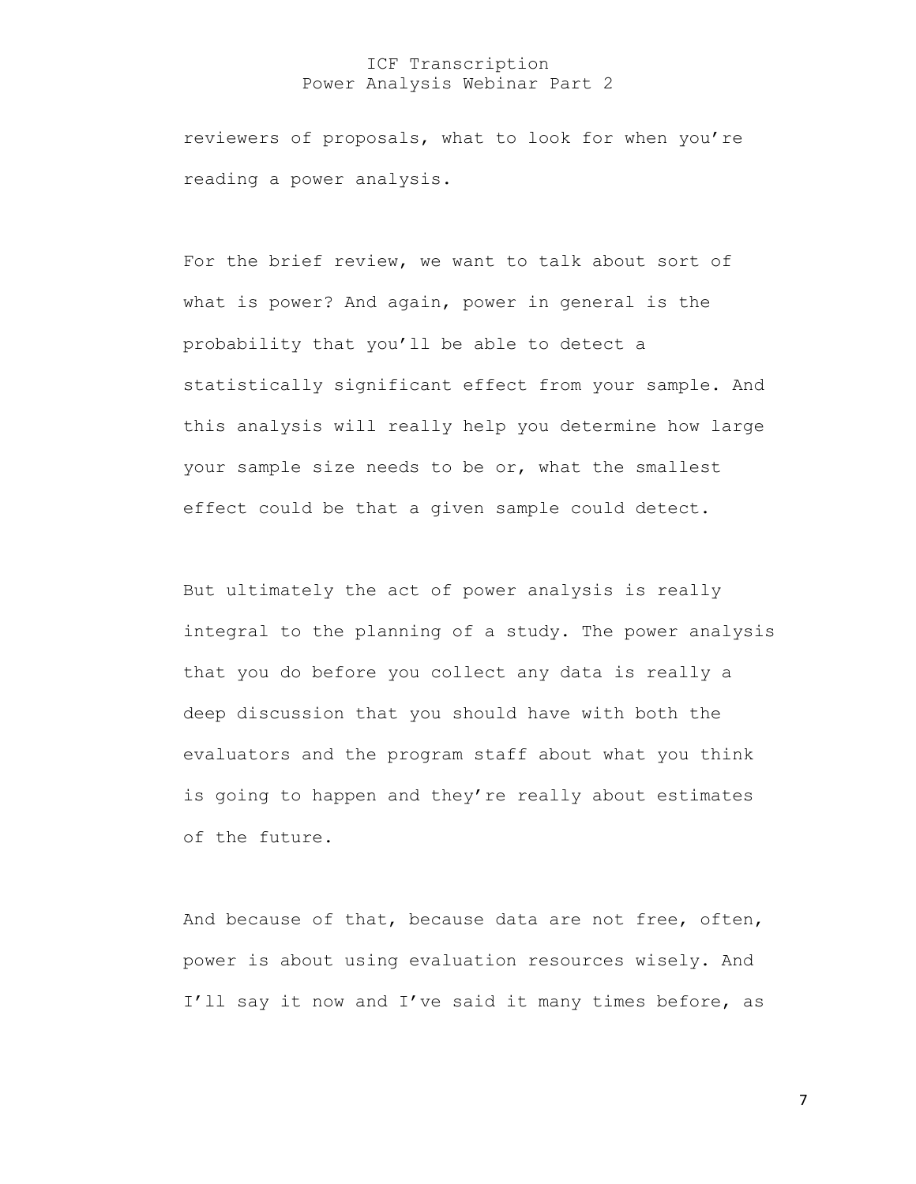reviewers of proposals, what to look for when you're reading a power analysis.

For the brief review, we want to talk about sort of what is power? And again, power in general is the probability that you'll be able to detect a statistically significant effect from your sample. And this analysis will really help you determine how large your sample size needs to be or, what the smallest effect could be that a given sample could detect.

But ultimately the act of power analysis is really integral to the planning of a study. The power analysis that you do before you collect any data is really a deep discussion that you should have with both the evaluators and the program staff about what you think is going to happen and they're really about estimates of the future.

And because of that, because data are not free, often, power is about using evaluation resources wisely. And I'll say it now and I've said it many times before, as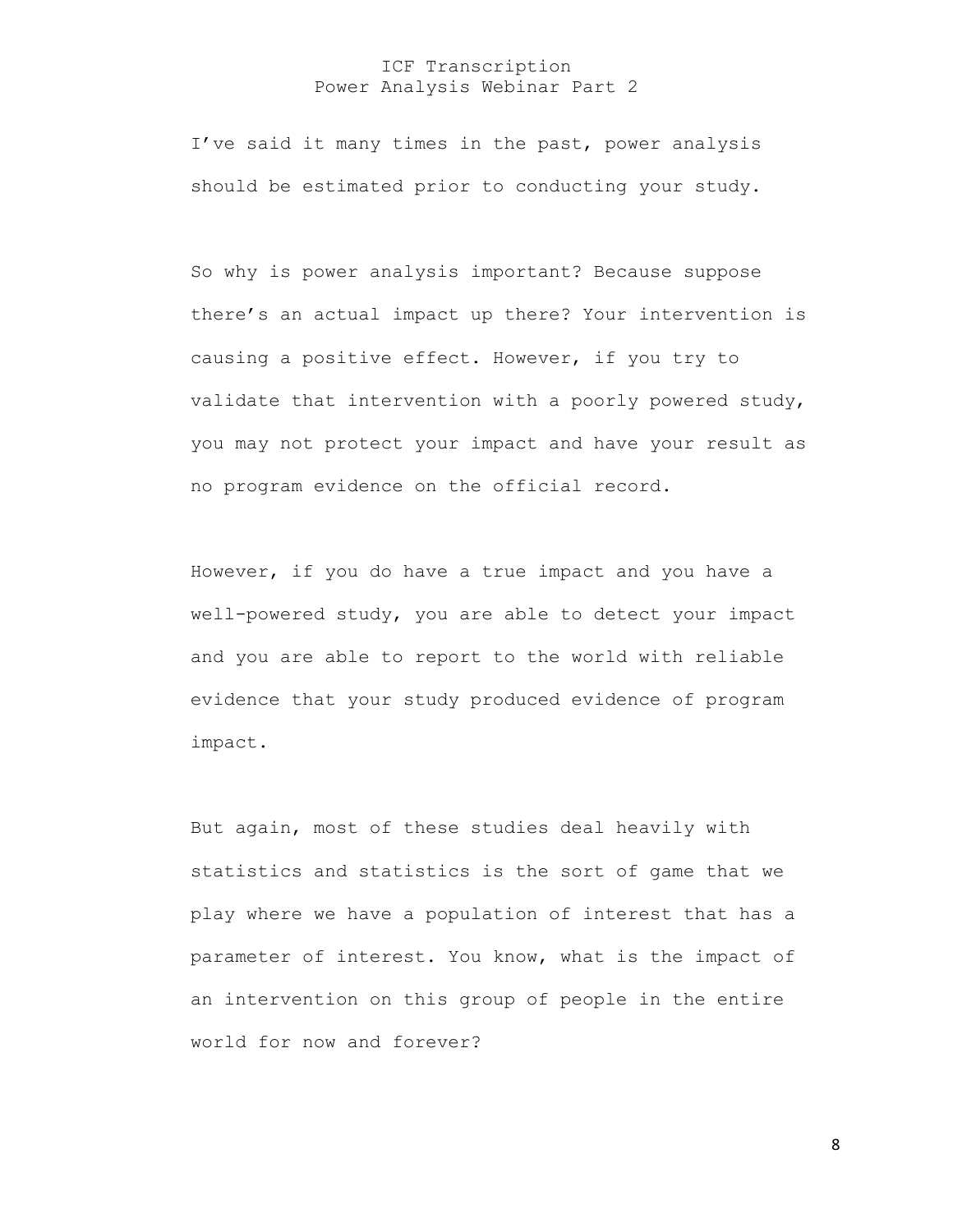I've said it many times in the past, power analysis should be estimated prior to conducting your study.

So why is power analysis important? Because suppose there's an actual impact up there? Your intervention is causing a positive effect. However, if you try to validate that intervention with a poorly powered study, you may not protect your impact and have your result as no program evidence on the official record.

However, if you do have a true impact and you have a well-powered study, you are able to detect your impact and you are able to report to the world with reliable evidence that your study produced evidence of program impact.

But again, most of these studies deal heavily with statistics and statistics is the sort of game that we play where we have a population of interest that has a parameter of interest. You know, what is the impact of an intervention on this group of people in the entire world for now and forever?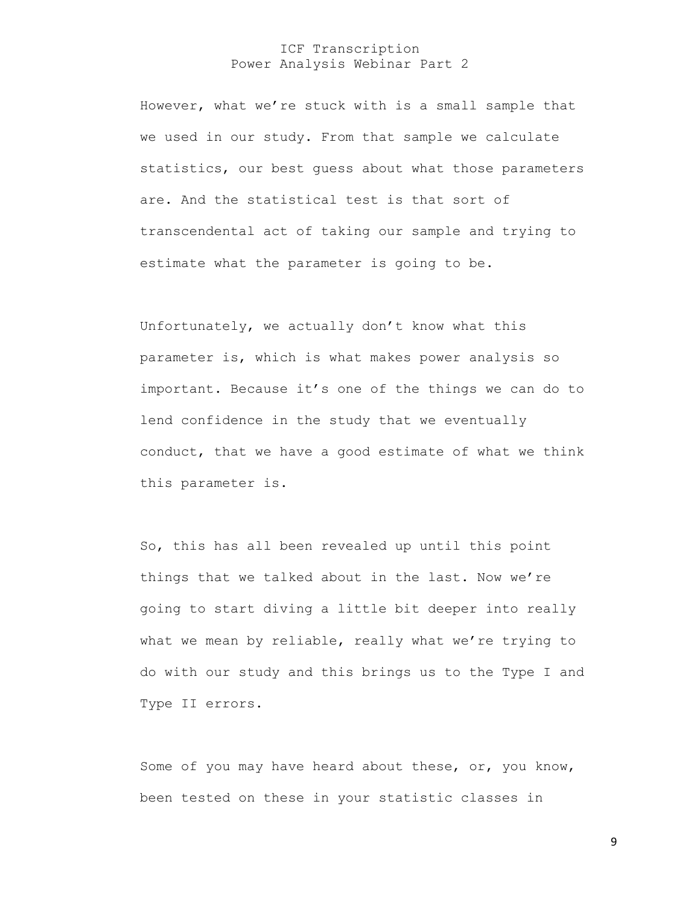However, what we're stuck with is a small sample that we used in our study. From that sample we calculate statistics, our best guess about what those parameters are. And the statistical test is that sort of transcendental act of taking our sample and trying to estimate what the parameter is going to be.

Unfortunately, we actually don't know what this parameter is, which is what makes power analysis so important. Because it's one of the things we can do to lend confidence in the study that we eventually conduct, that we have a good estimate of what we think this parameter is.

So, this has all been revealed up until this point things that we talked about in the last. Now we're going to start diving a little bit deeper into really what we mean by reliable, really what we're trying to do with our study and this brings us to the Type I and Type II errors.

Some of you may have heard about these, or, you know, been tested on these in your statistic classes in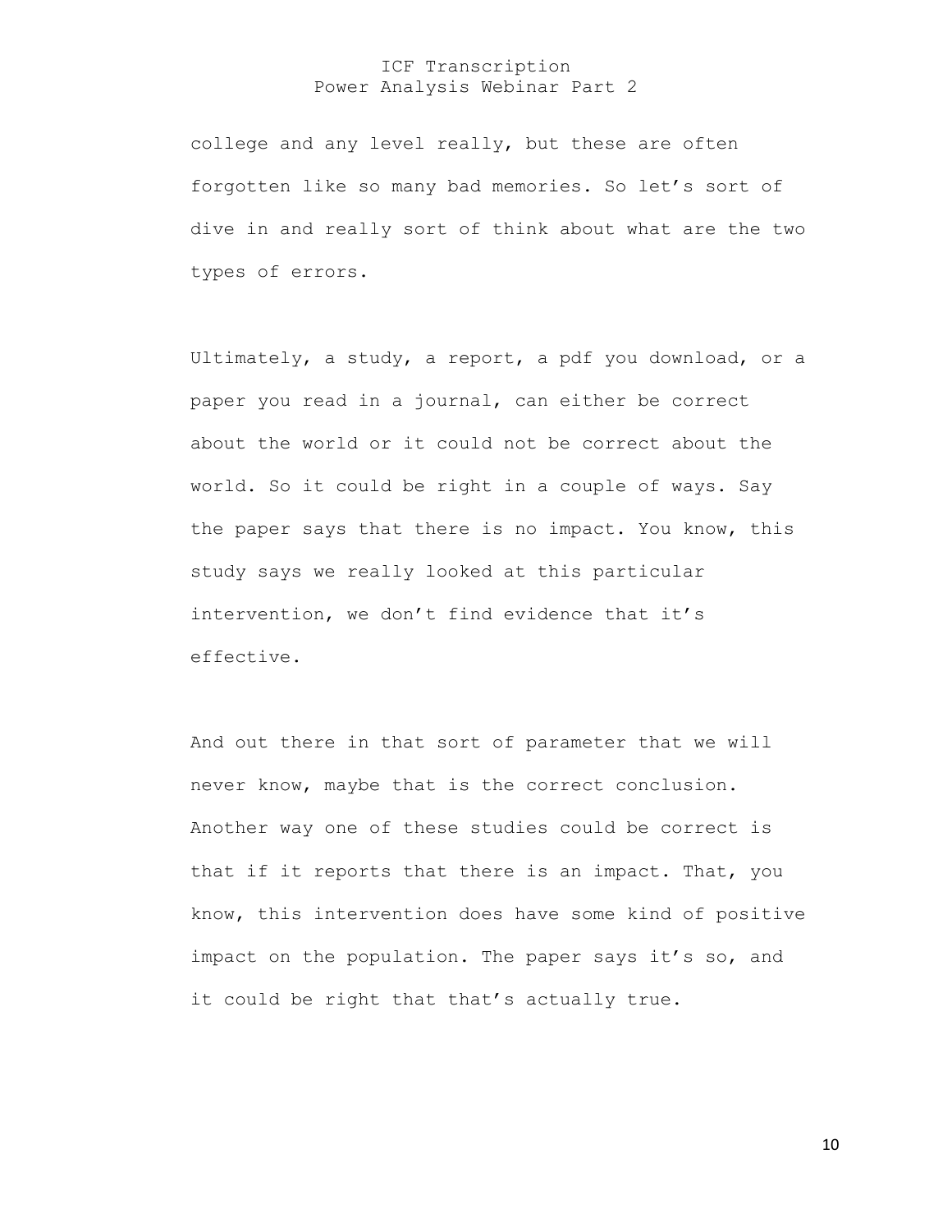college and any level really, but these are often forgotten like so many bad memories. So let’s sort of dive in and really sort of think about what are the two types of errors.

Ultimately, a study, a report, a pdf you download, or a paper you read in a journal, can either be correct about the world or it could not be correct about the world. So it could be right in a couple of ways. Say the paper says that there is no impact. You know, this study says we really looked at this particular intervention, we don’t find evidence that it’s effective.

And out there in that sort of parameter that we will never know, maybe that is the correct conclusion. Another way one of these studies could be correct is that if it reports that there is an impact. That, you know, this intervention does have some kind of positive impact on the population. The paper says it’s so, and it could be right that that’s actually true.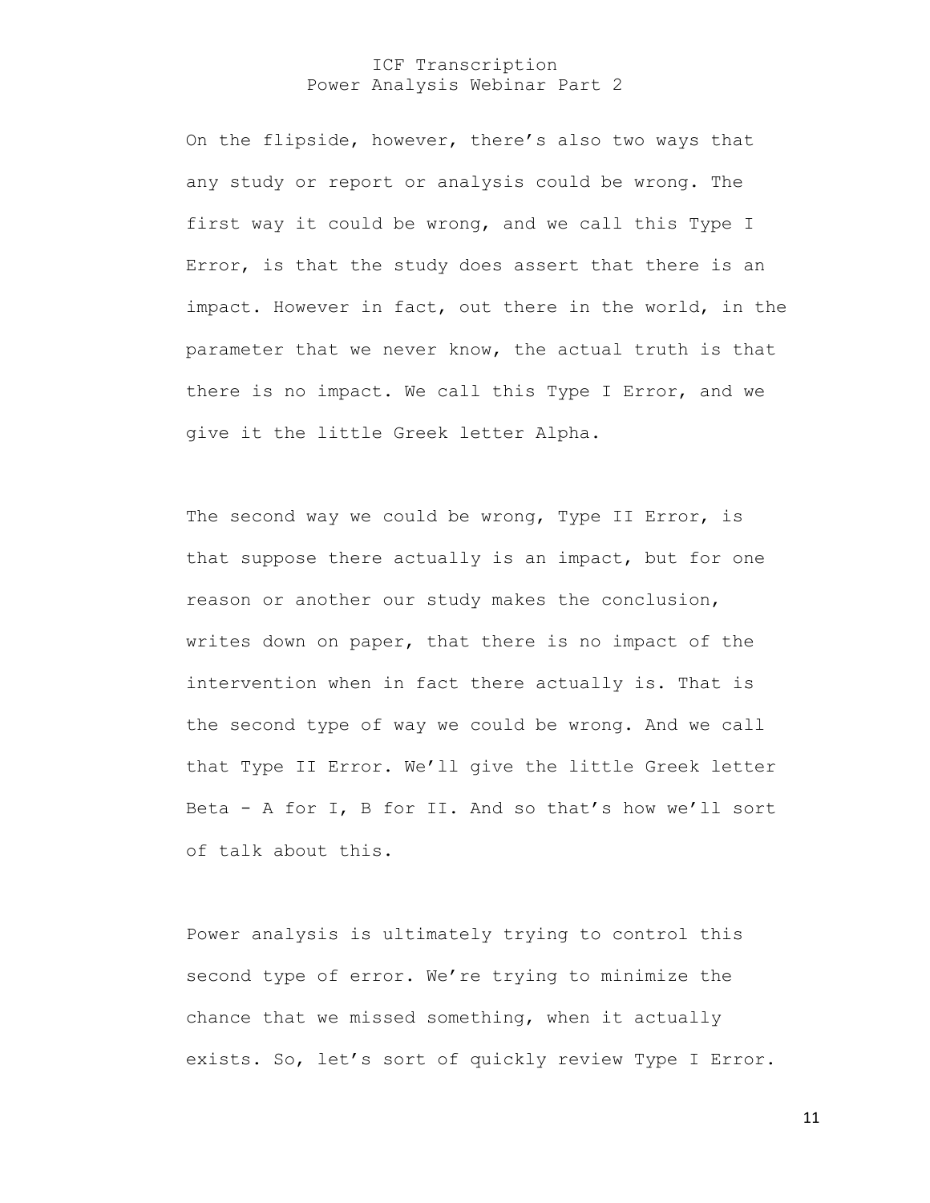On the flipside, however, there's also two ways that any study or report or analysis could be wrong. The first way it could be wrong, and we call this Type I Error, is that the study does assert that there is an impact. However in fact, out there in the world, in the parameter that we never know, the actual truth is that there is no impact. We call this Type I Error, and we give it the little Greek letter Alpha.

The second way we could be wrong, Type II Error, is that suppose there actually is an impact, but for one reason or another our study makes the conclusion, writes down on paper, that there is no impact of the intervention when in fact there actually is. That is the second type of way we could be wrong. And we call that Type II Error. We'll give the little Greek letter Beta - A for I, B for II. And so that's how we'll sort of talk about this.

Power analysis is ultimately trying to control this second type of error. We're trying to minimize the chance that we missed something, when it actually exists. So, let's sort of quickly review Type I Error.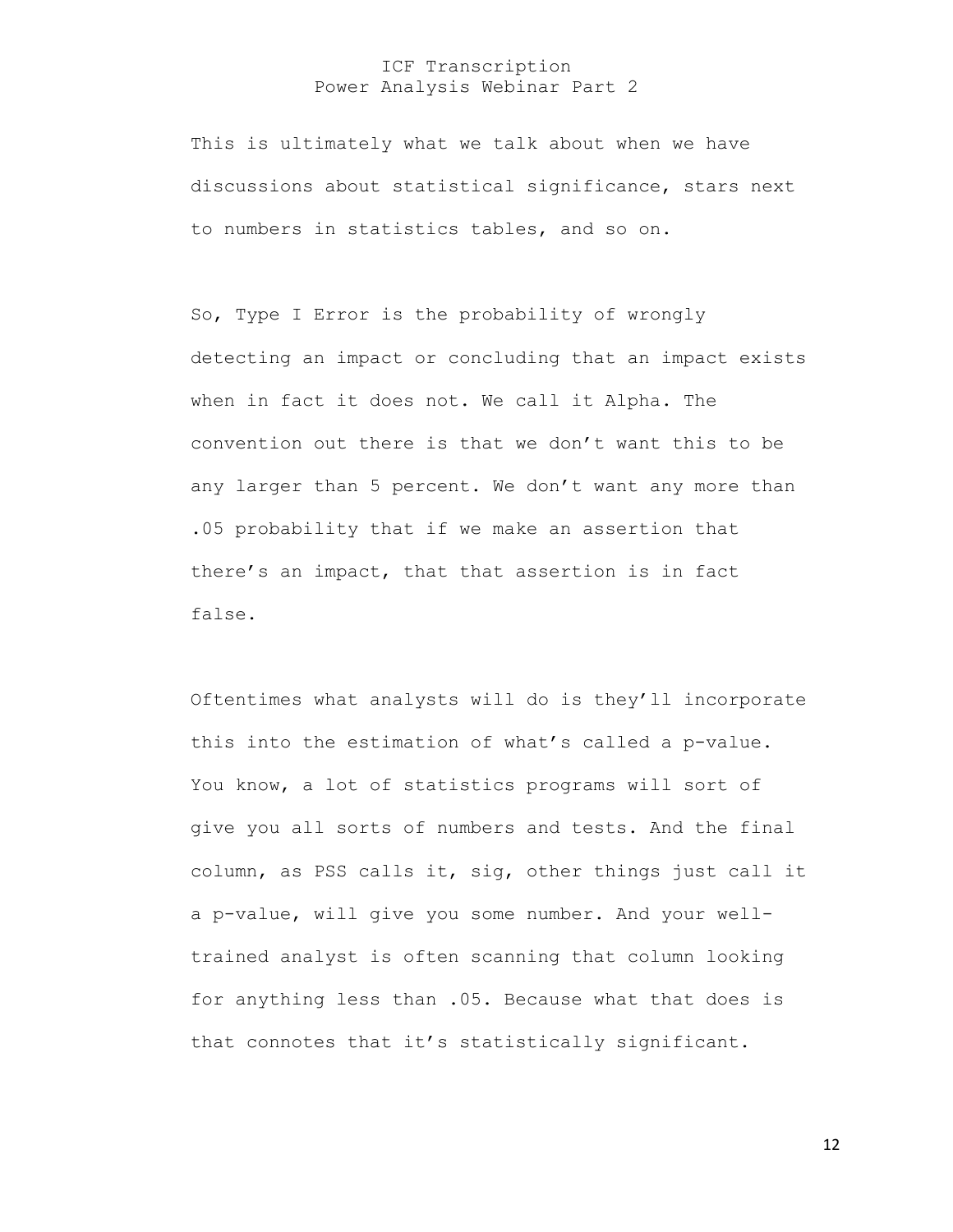This is ultimately what we talk about when we have discussions about statistical significance, stars next to numbers in statistics tables, and so on.

So, Type I Error is the probability of wrongly detecting an impact or concluding that an impact exists when in fact it does not. We call it Alpha. The convention out there is that we don't want this to be any larger than 5 percent. We don't want any more than .05 probability that if we make an assertion that there's an impact, that that assertion is in fact false.

Oftentimes what analysts will do is they'll incorporate this into the estimation of what's called a p-value. You know, a lot of statistics programs will sort of give you all sorts of numbers and tests. And the final column, as PSS calls it, sig, other things just call it a p-value, will give you some number. And your well-trained analyst is often scanning that column looking for anything less than .05. Because what that does is that connotes that it's statistically significant.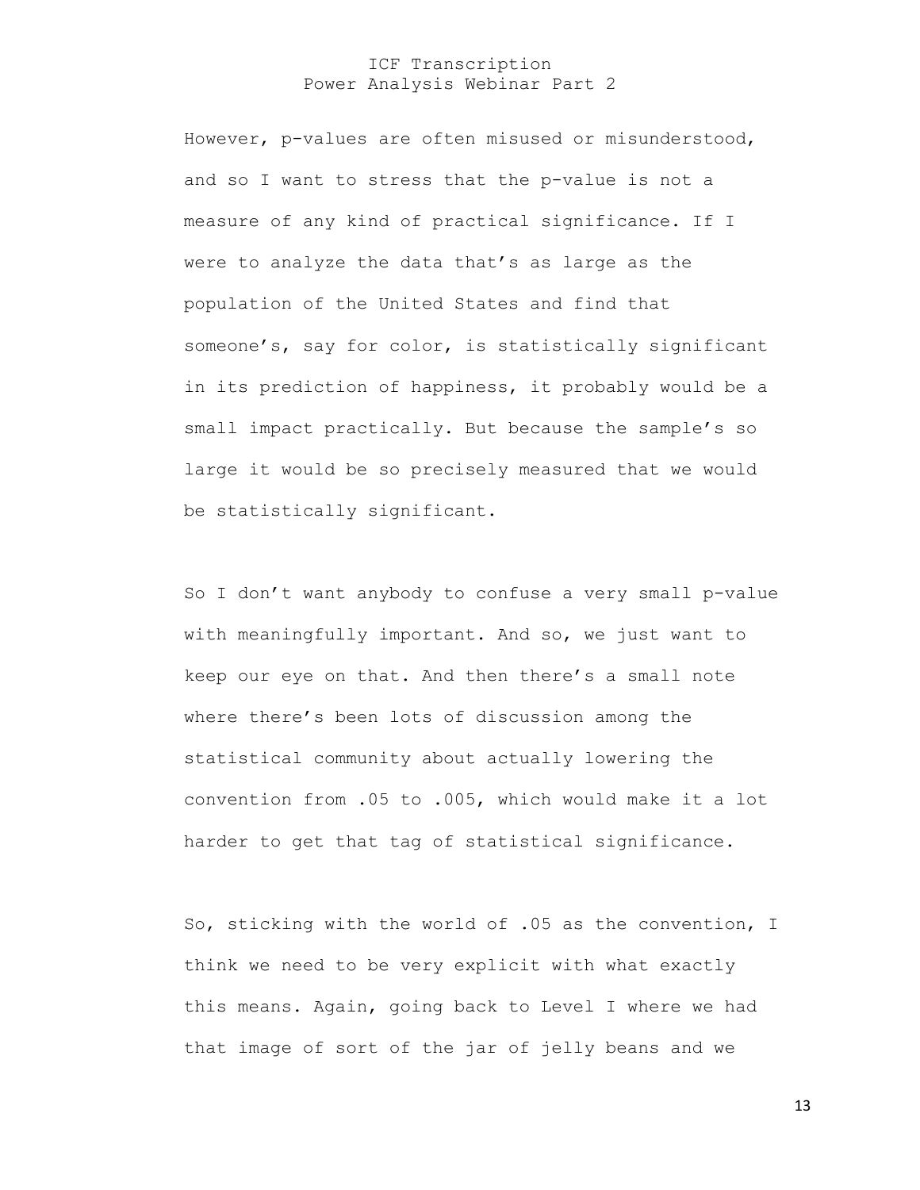However, p-values are often misused or misunderstood, and so I want to stress that the p-value is not a measure of any kind of practical significance. If I were to analyze the data that's as large as the population of the United States and find that someone's, say for color, is statistically significant in its prediction of happiness, it probably would be a small impact practically. But because the sample's so large it would be so precisely measured that we would be statistically significant.

So I don't want anybody to confuse a very small p-value with meaningfully important. And so, we just want to keep our eye on that. And then there's a small note where there's been lots of discussion among the statistical community about actually lowering the convention from .05 to .005, which would make it a lot harder to get that tag of statistical significance.

So, sticking with the world of .05 as the convention, I think we need to be very explicit with what exactly this means. Again, going back to Level I where we had that image of sort of the jar of jelly beans and we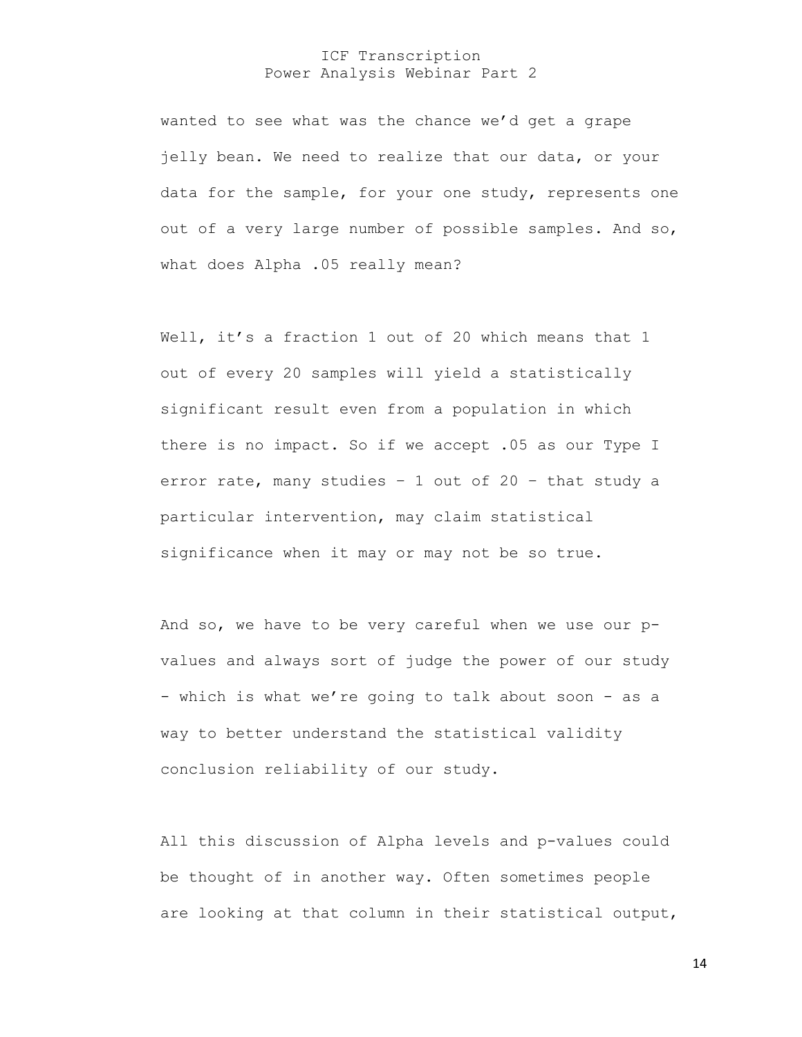wanted to see what was the chance we'd get a grape jelly bean. We need to realize that our data, or your data for the sample, for your one study, represents one out of a very large number of possible samples. And so, what does Alpha .05 really mean?

Well, it's a fraction 1 out of 20 which means that 1 out of every 20 samples will yield a statistically significant result even from a population in which there is no impact. So if we accept .05 as our Type I error rate, many studies – 1 out of 20 – that study a particular intervention, may claim statistical significance when it may or may not be so true.

And so, we have to be very careful when we use our p-values and always sort of judge the power of our study - which is what we're going to talk about soon - as a way to better understand the statistical validity conclusion reliability of our study.

All this discussion of Alpha levels and p-values could be thought of in another way. Often sometimes people are looking at that column in their statistical output,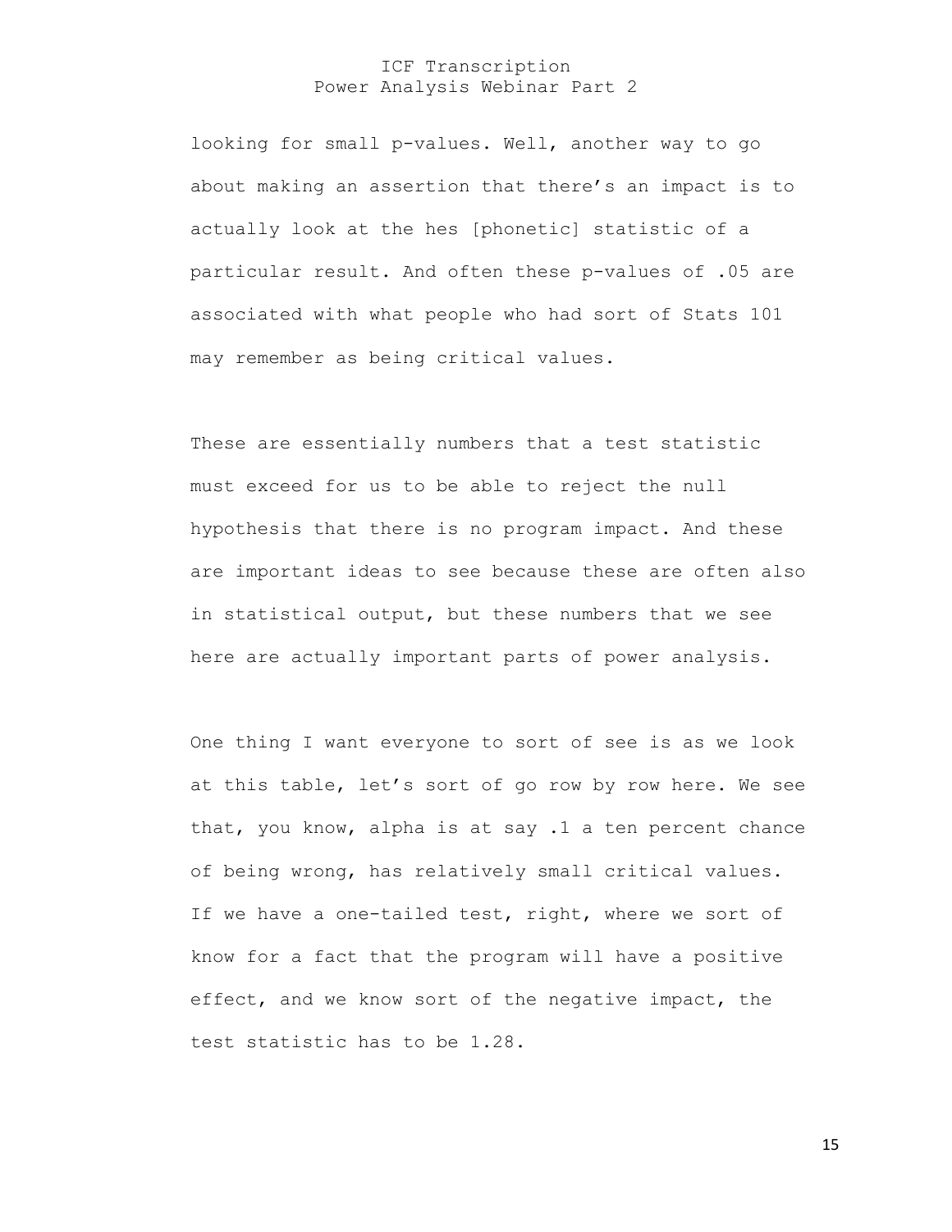looking for small p-values. Well, another way to go about making an assertion that there's an impact is to actually look at the hes [phonetic] statistic of a particular result. And often these p-values of .05 are associated with what people who had sort of Stats 101 may remember as being critical values.

These are essentially numbers that a test statistic must exceed for us to be able to reject the null hypothesis that there is no program impact. And these are important ideas to see because these are often also in statistical output, but these numbers that we see here are actually important parts of power analysis.

One thing I want everyone to sort of see is as we look at this table, let's sort of go row by row here. We see that, you know, alpha is at say .1 a ten percent chance of being wrong, has relatively small critical values. If we have a one-tailed test, right, where we sort of know for a fact that the program will have a positive effect, and we know sort of the negative impact, the test statistic has to be 1.28.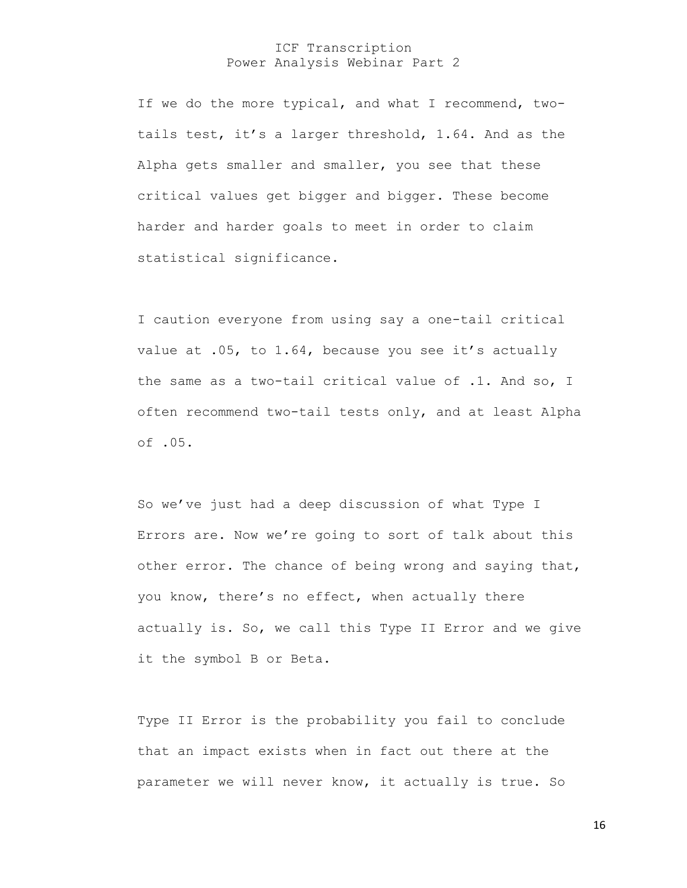If we do the more typical, and what I recommend, two-tails test, it’s a larger threshold, 1.64. And as the Alpha gets smaller and smaller, you see that these critical values get bigger and bigger. These become harder and harder goals to meet in order to claim statistical significance.

I caution everyone from using say a one-tail critical value at .05, to 1.64, because you see it’s actually the same as a two-tail critical value of .1. And so, I often recommend two-tail tests only, and at least Alpha of .05.

So we’ve just had a deep discussion of what Type I Errors are. Now we’re going to sort of talk about this other error. The chance of being wrong and saying that, you know, there’s no effect, when actually there actually is. So, we call this Type II Error and we give it the symbol B or Beta.

Type II Error is the probability you fail to conclude that an impact exists when in fact out there at the parameter we will never know, it actually is true. So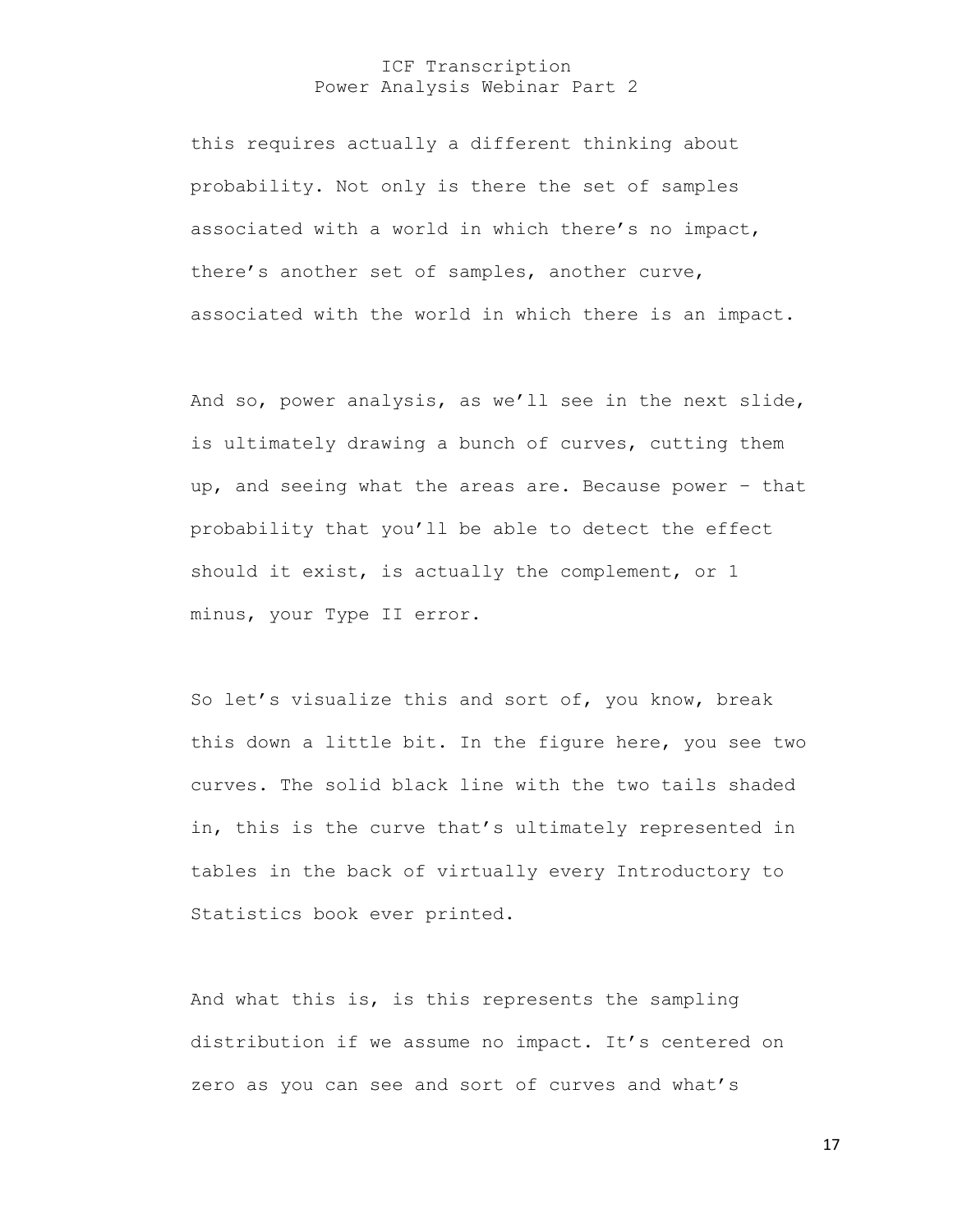this requires actually a different thinking about probability. Not only is there the set of samples associated with a world in which there's no impact, there's another set of samples, another curve, associated with the world in which there is an impact.

And so, power analysis, as we'll see in the next slide, is ultimately drawing a bunch of curves, cutting them up, and seeing what the areas are. Because power – that probability that you'll be able to detect the effect should it exist, is actually the complement, or 1 minus, your Type II error.

So let's visualize this and sort of, you know, break this down a little bit. In the figure here, you see two curves. The solid black line with the two tails shaded in, this is the curve that's ultimately represented in tables in the back of virtually every Introductory to Statistics book ever printed.

And what this is, is this represents the sampling distribution if we assume no impact. It's centered on zero as you can see and sort of curves and what's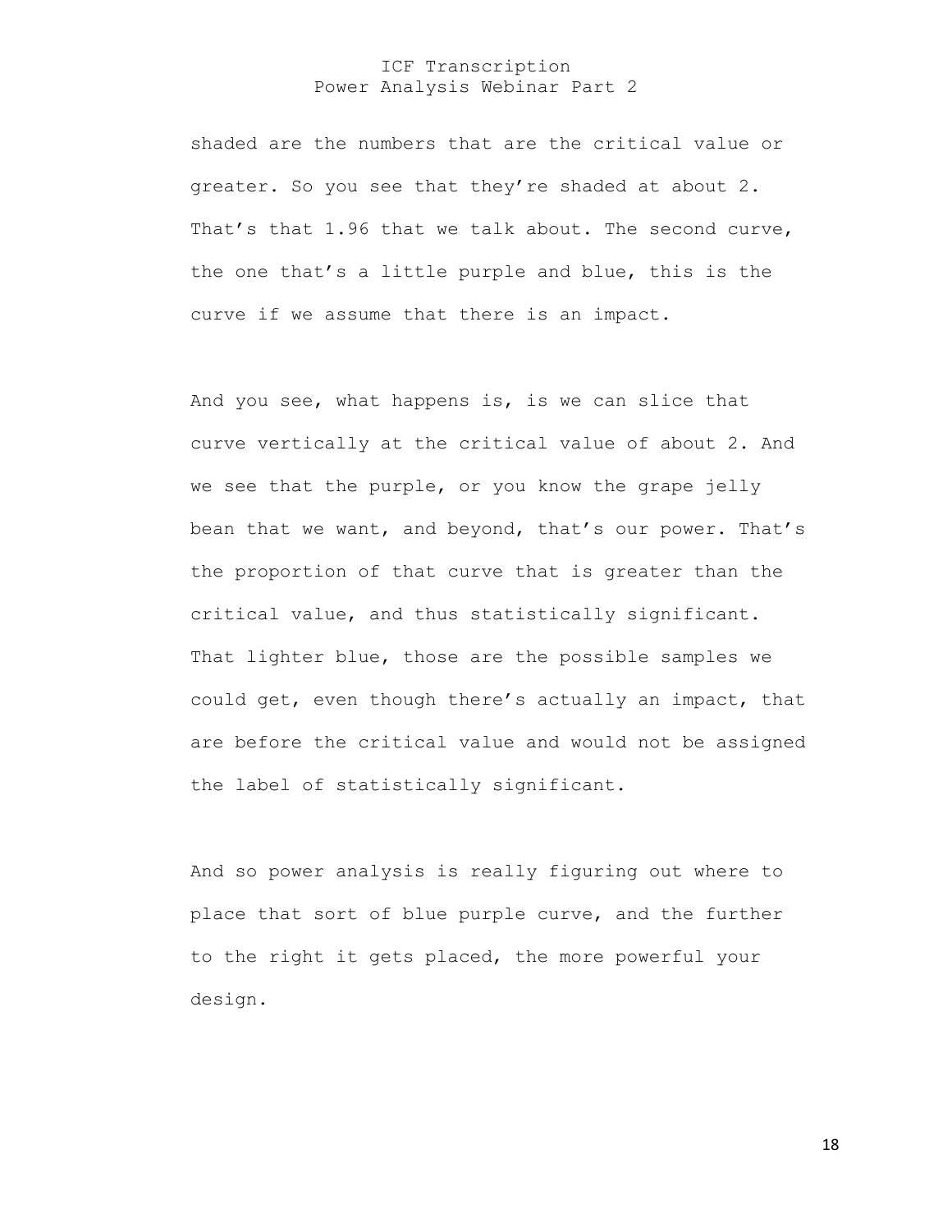shaded are the numbers that are the critical value or greater. So you see that they're shaded at about 2. That's that 1.96 that we talk about. The second curve, the one that's a little purple and blue, this is the curve if we assume that there is an impact.

And you see, what happens is, is we can slice that curve vertically at the critical value of about 2. And we see that the purple, or you know the grape jelly bean that we want, and beyond, that's our power. That's the proportion of that curve that is greater than the critical value, and thus statistically significant. That lighter blue, those are the possible samples we could get, even though there's actually an impact, that are before the critical value and would not be assigned the label of statistically significant.

And so power analysis is really figuring out where to place that sort of blue purple curve, and the further to the right it gets placed, the more powerful your design.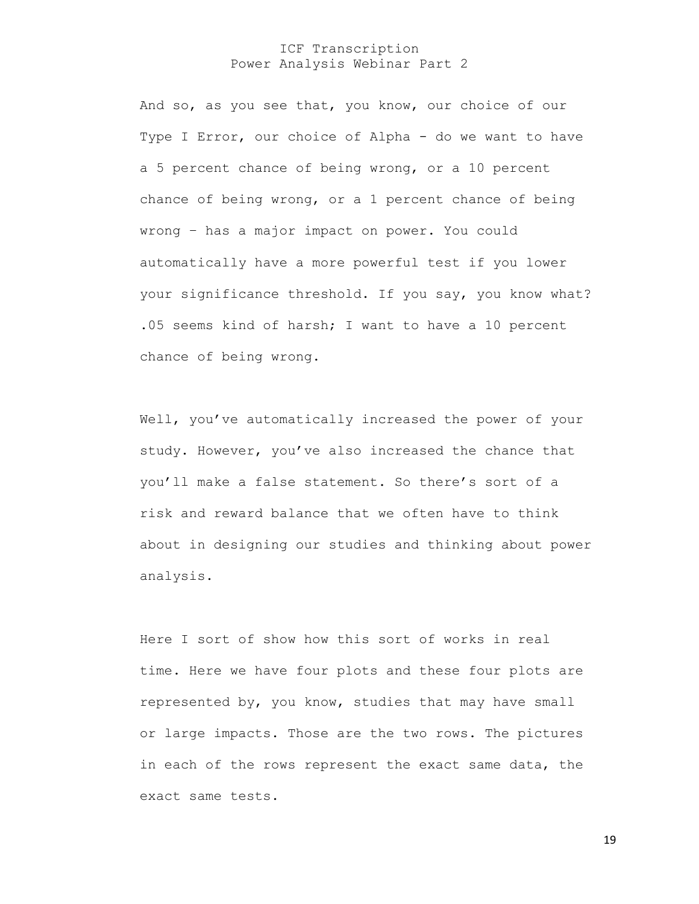And so, as you see that, you know, our choice of our Type I Error, our choice of Alpha - do we want to have a 5 percent chance of being wrong, or a 10 percent chance of being wrong, or a 1 percent chance of being wrong – has a major impact on power. You could automatically have a more powerful test if you lower your significance threshold. If you say, you know what? .05 seems kind of harsh; I want to have a 10 percent chance of being wrong.

Well, you've automatically increased the power of your study. However, you've also increased the chance that you'll make a false statement. So there's sort of a risk and reward balance that we often have to think about in designing our studies and thinking about power analysis.

Here I sort of show how this sort of works in real time. Here we have four plots and these four plots are represented by, you know, studies that may have small or large impacts. Those are the two rows. The pictures in each of the rows represent the exact same data, the exact same tests.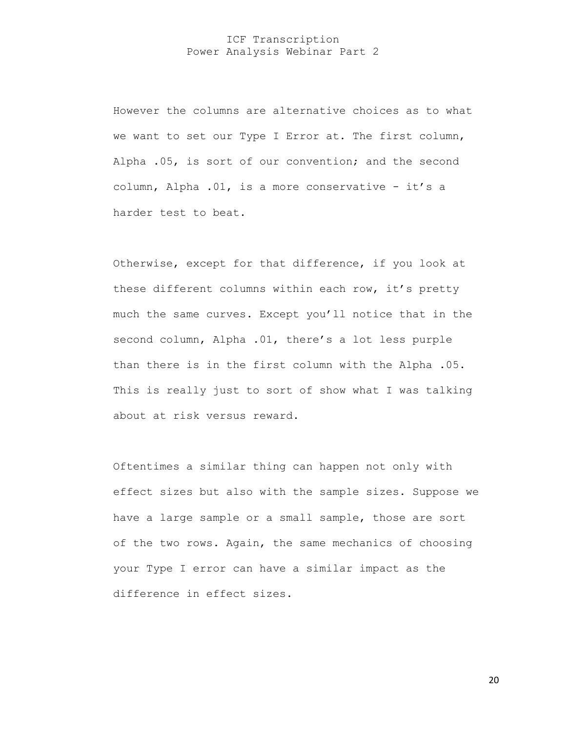However the columns are alternative choices as to what we want to set our Type I Error at. The first column, Alpha .05, is sort of our convention; and the second column, Alpha .01, is a more conservative - it's a harder test to beat.

Otherwise, except for that difference, if you look at these different columns within each row, it's pretty much the same curves. Except you'll notice that in the second column, Alpha .01, there's a lot less purple than there is in the first column with the Alpha .05. This is really just to sort of show what I was talking about at risk versus reward.

Oftentimes a similar thing can happen not only with effect sizes but also with the sample sizes. Suppose we have a large sample or a small sample, those are sort of the two rows. Again, the same mechanics of choosing your Type I error can have a similar impact as the difference in effect sizes.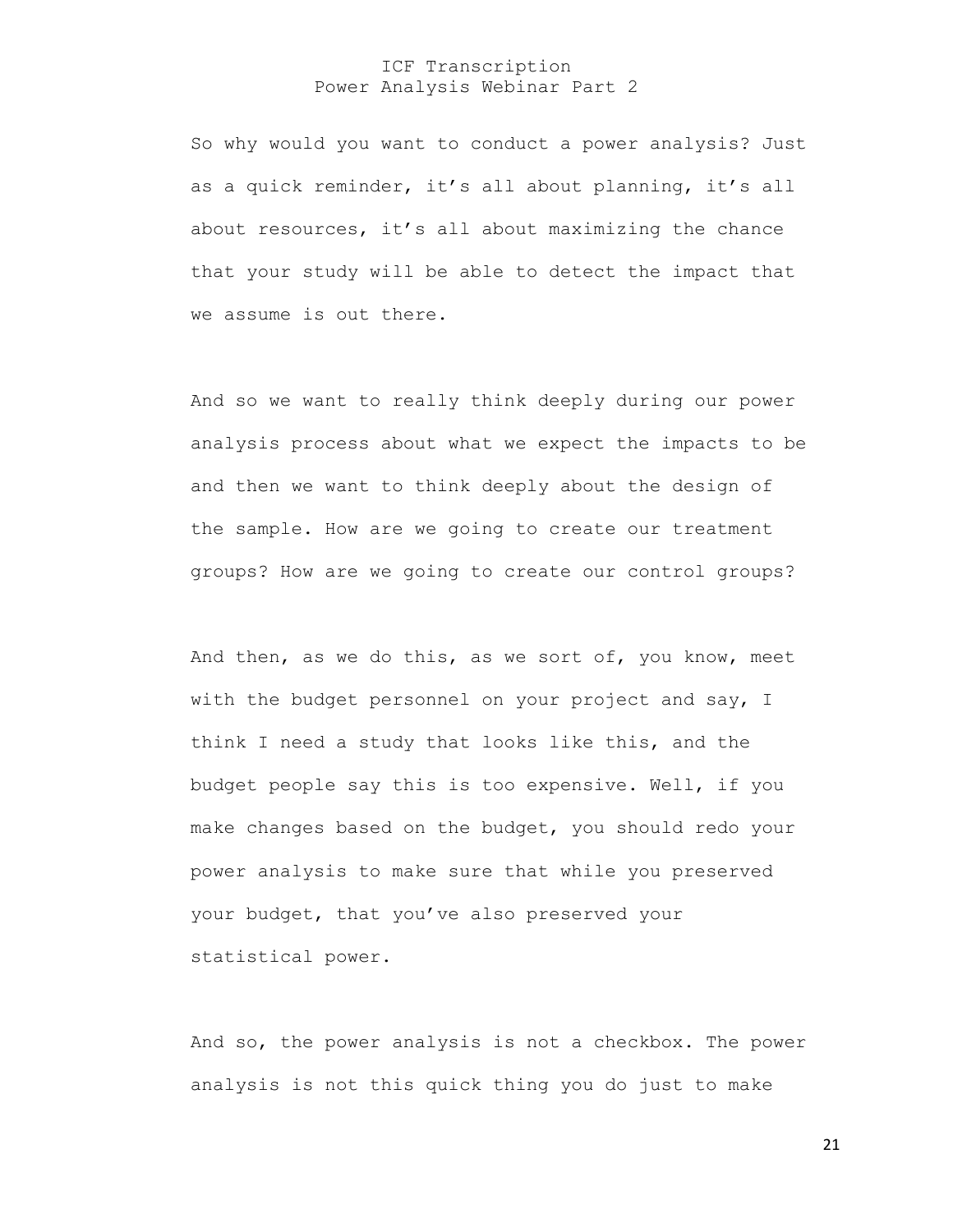So why would you want to conduct a power analysis? Just as a quick reminder, it's all about planning, it's all about resources, it's all about maximizing the chance that your study will be able to detect the impact that we assume is out there.

And so we want to really think deeply during our power analysis process about what we expect the impacts to be and then we want to think deeply about the design of the sample. How are we going to create our treatment groups? How are we going to create our control groups?

And then, as we do this, as we sort of, you know, meet with the budget personnel on your project and say, I think I need a study that looks like this, and the budget people say this is too expensive. Well, if you make changes based on the budget, you should redo your power analysis to make sure that while you preserved your budget, that you've also preserved your statistical power.

And so, the power analysis is not a checkbox. The power analysis is not this quick thing you do just to make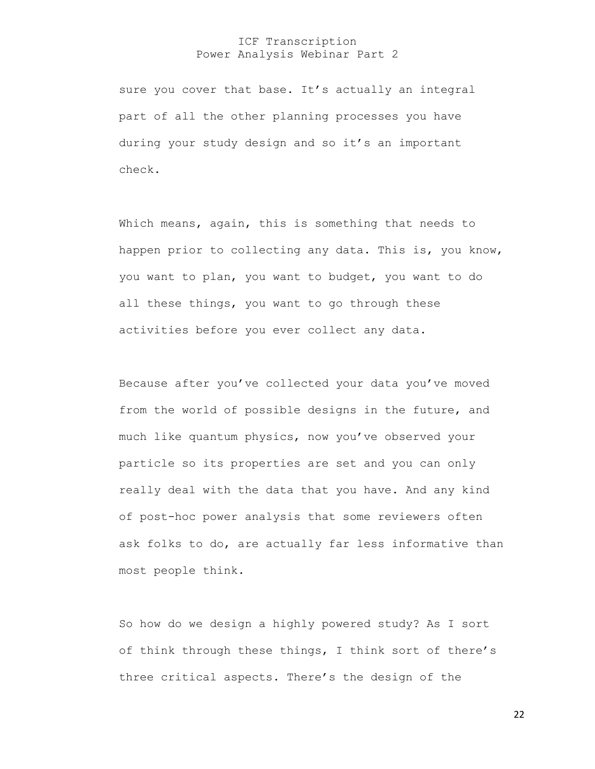sure you cover that base. It's actually an integral part of all the other planning processes you have during your study design and so it's an important check.

Which means, again, this is something that needs to happen prior to collecting any data. This is, you know, you want to plan, you want to budget, you want to do all these things, you want to go through these activities before you ever collect any data.

Because after you've collected your data you've moved from the world of possible designs in the future, and much like quantum physics, now you've observed your particle so its properties are set and you can only really deal with the data that you have. And any kind of post-hoc power analysis that some reviewers often ask folks to do, are actually far less informative than most people think.

So how do we design a highly powered study? As I sort of think through these things, I think sort of there's three critical aspects. There's the design of the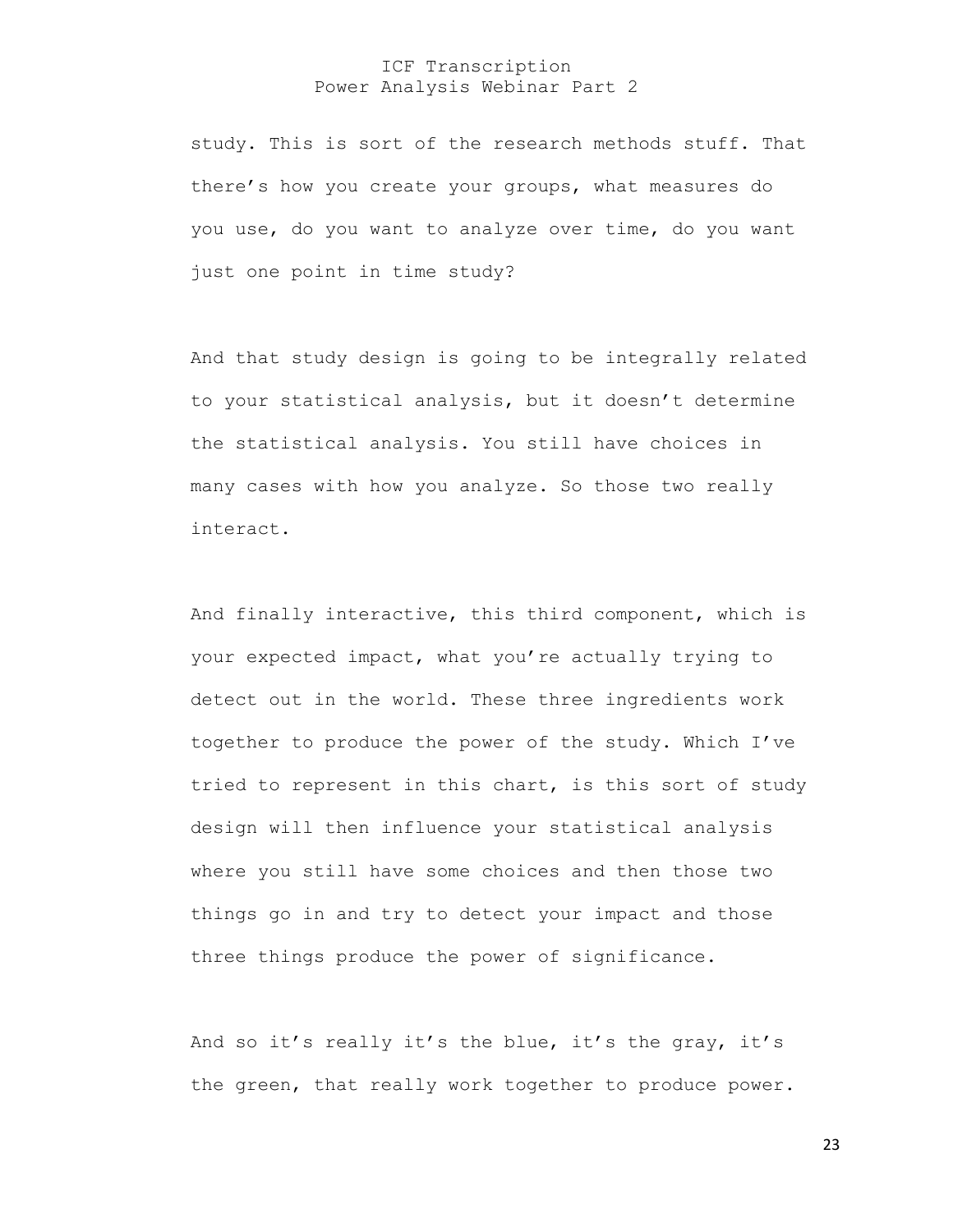study. This is sort of the research methods stuff. That there's how you create your groups, what measures do you use, do you want to analyze over time, do you want just one point in time study?

And that study design is going to be integrally related to your statistical analysis, but it doesn't determine the statistical analysis. You still have choices in many cases with how you analyze. So those two really interact.

And finally interactive, this third component, which is your expected impact, what you're actually trying to detect out in the world. These three ingredients work together to produce the power of the study. Which I've tried to represent in this chart, is this sort of study design will then influence your statistical analysis where you still have some choices and then those two things go in and try to detect your impact and those three things produce the power of significance.

And so it's really it's the blue, it's the gray, it's the green, that really work together to produce power.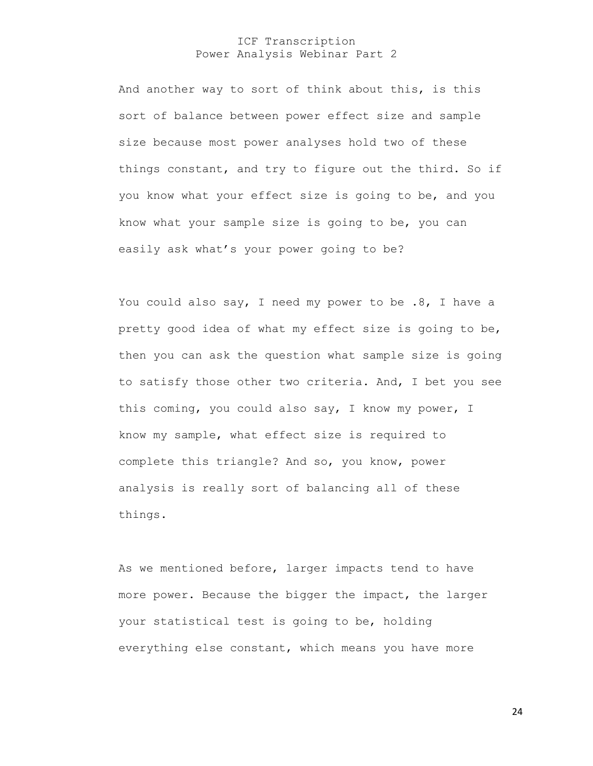And another way to sort of think about this, is this sort of balance between power effect size and sample size because most power analyses hold two of these things constant, and try to figure out the third. So if you know what your effect size is going to be, and you know what your sample size is going to be, you can easily ask what's your power going to be?

You could also say, I need my power to be .8, I have a pretty good idea of what my effect size is going to be, then you can ask the question what sample size is going to satisfy those other two criteria. And, I bet you see this coming, you could also say, I know my power, I know my sample, what effect size is required to complete this triangle? And so, you know, power analysis is really sort of balancing all of these things.

As we mentioned before, larger impacts tend to have more power. Because the bigger the impact, the larger your statistical test is going to be, holding everything else constant, which means you have more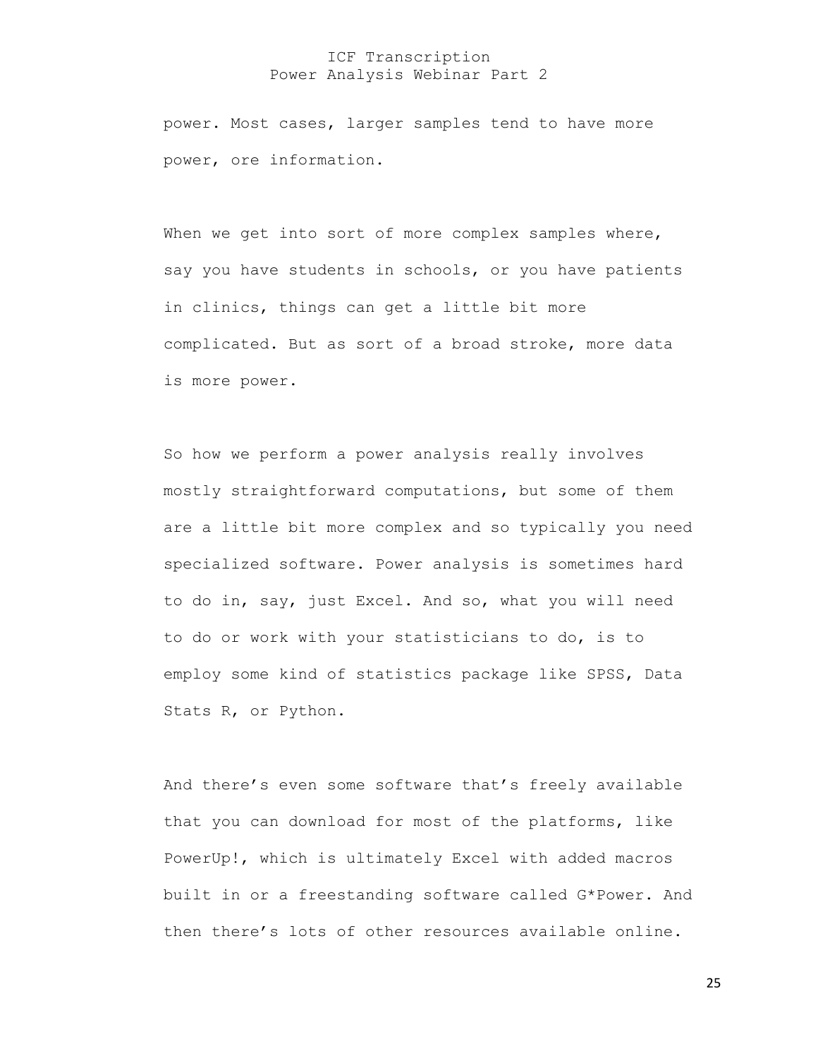power. Most cases, larger samples tend to have more power, ore information.

When we get into sort of more complex samples where, say you have students in schools, or you have patients in clinics, things can get a little bit more complicated. But as sort of a broad stroke, more data is more power.

So how we perform a power analysis really involves mostly straightforward computations, but some of them are a little bit more complex and so typically you need specialized software. Power analysis is sometimes hard to do in, say, just Excel. And so, what you will need to do or work with your statisticians to do, is to employ some kind of statistics package like SPSS, Data Stats R, or Python.

And there's even some software that's freely available that you can download for most of the platforms, like PowerUp!, which is ultimately Excel with added macros built in or a freestanding software called G*Power. And then there's lots of other resources available online.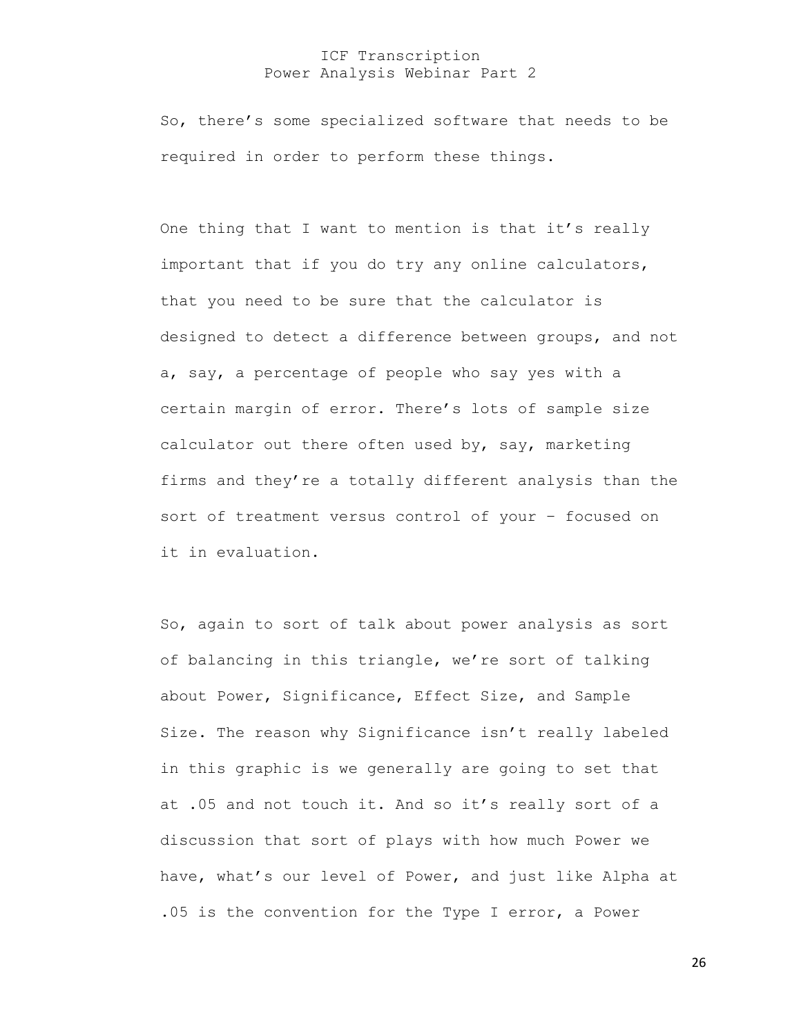So, there's some specialized software that needs to be required in order to perform these things.

One thing that I want to mention is that it's really important that if you do try any online calculators, that you need to be sure that the calculator is designed to detect a difference between groups, and not a, say, a percentage of people who say yes with a certain margin of error. There's lots of sample size calculator out there often used by, say, marketing firms and they're a totally different analysis than the sort of treatment versus control of your – focused on it in evaluation.

So, again to sort of talk about power analysis as sort of balancing in this triangle, we're sort of talking about Power, Significance, Effect Size, and Sample Size. The reason why Significance isn't really labeled in this graphic is we generally are going to set that at .05 and not touch it. And so it's really sort of a discussion that sort of plays with how much Power we have, what's our level of Power, and just like Alpha at .05 is the convention for the Type I error, a Power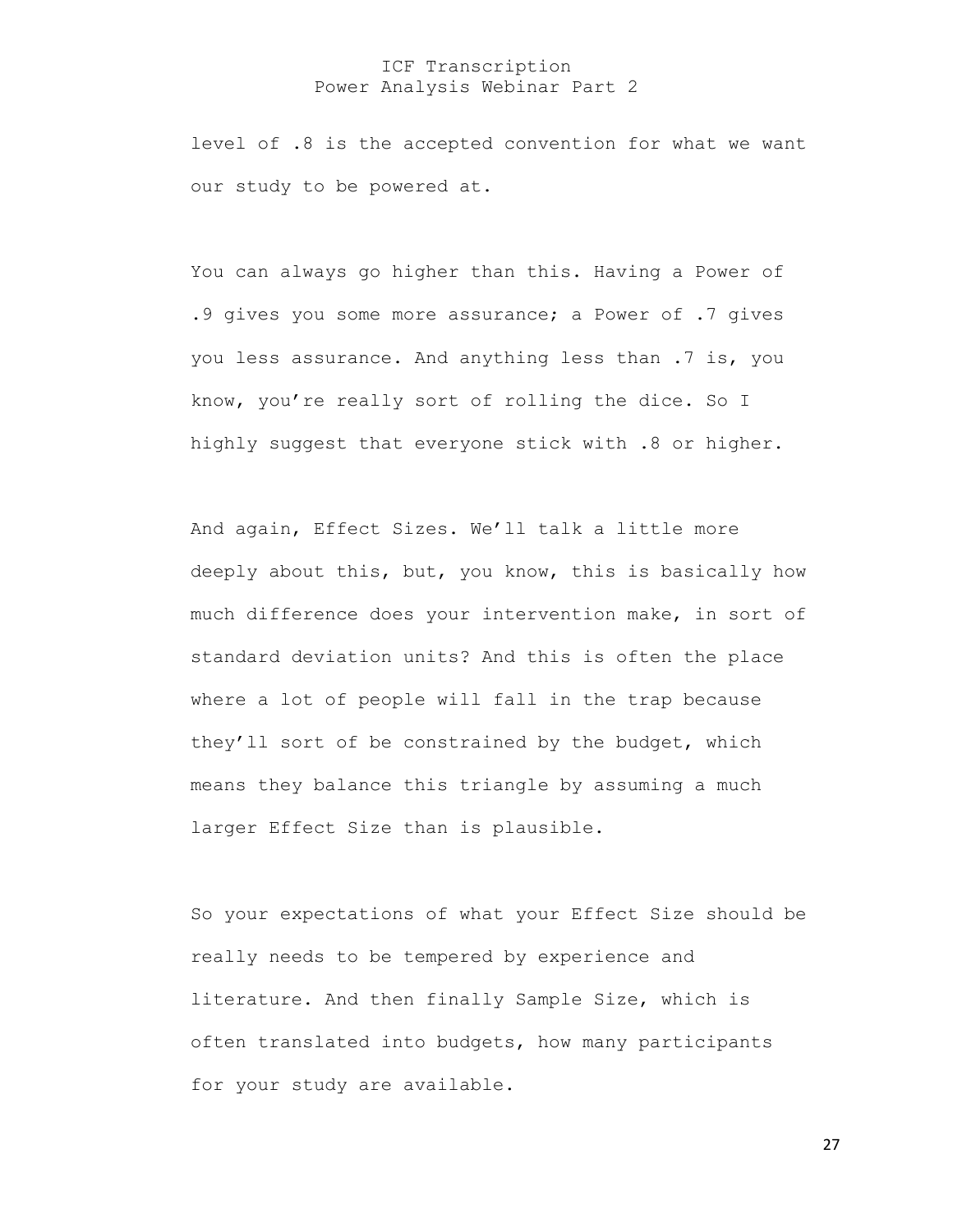level of .8 is the accepted convention for what we want our study to be powered at.

You can always go higher than this. Having a Power of .9 gives you some more assurance; a Power of .7 gives you less assurance. And anything less than .7 is, you know, you're really sort of rolling the dice. So I highly suggest that everyone stick with .8 or higher.

And again, Effect Sizes. We'll talk a little more deeply about this, but, you know, this is basically how much difference does your intervention make, in sort of standard deviation units? And this is often the place where a lot of people will fall in the trap because they'll sort of be constrained by the budget, which means they balance this triangle by assuming a much larger Effect Size than is plausible.

So your expectations of what your Effect Size should be really needs to be tempered by experience and literature. And then finally Sample Size, which is often translated into budgets, how many participants for your study are available.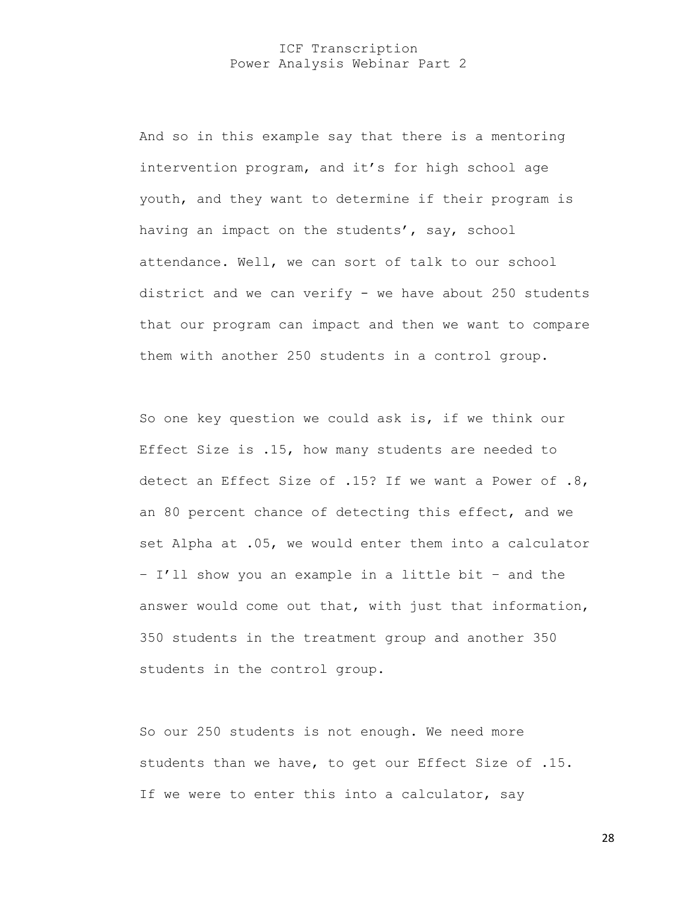And so in this example say that there is a mentoring intervention program, and it's for high school age youth, and they want to determine if their program is having an impact on the students', say, school attendance. Well, we can sort of talk to our school district and we can verify - we have about 250 students that our program can impact and then we want to compare them with another 250 students in a control group.

So one key question we could ask is, if we think our Effect Size is .15, how many students are needed to detect an Effect Size of .15? If we want a Power of .8, an 80 percent chance of detecting this effect, and we set Alpha at .05, we would enter them into a calculator – I'll show you an example in a little bit – and the answer would come out that, with just that information, 350 students in the treatment group and another 350 students in the control group.

So our 250 students is not enough. We need more students than we have, to get our Effect Size of .15. If we were to enter this into a calculator, say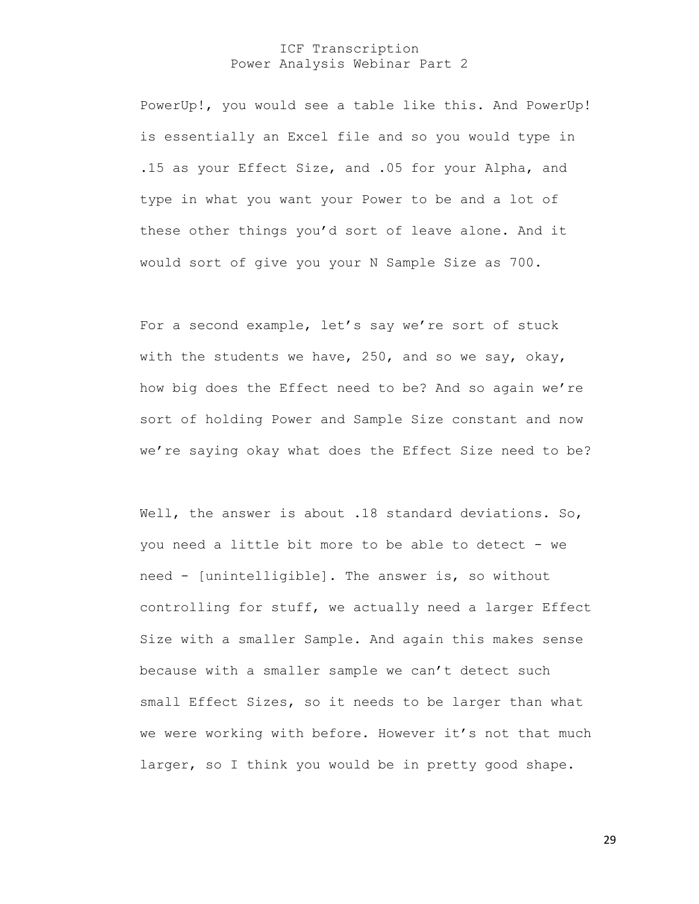PowerUp!, you would see a table like this. And PowerUp! is essentially an Excel file and so you would type in .15 as your Effect Size, and .05 for your Alpha, and type in what you want your Power to be and a lot of these other things you'd sort of leave alone. And it would sort of give you your N Sample Size as 700.

For a second example, let's say we're sort of stuck with the students we have, 250, and so we say, okay, how big does the Effect need to be? And so again we're sort of holding Power and Sample Size constant and now we're saying okay what does the Effect Size need to be?

Well, the answer is about .18 standard deviations. So, you need a little bit more to be able to detect - we need - [unintelligible]. The answer is, so without controlling for stuff, we actually need a larger Effect Size with a smaller Sample. And again this makes sense because with a smaller sample we can't detect such small Effect Sizes, so it needs to be larger than what we were working with before. However it's not that much larger, so I think you would be in pretty good shape.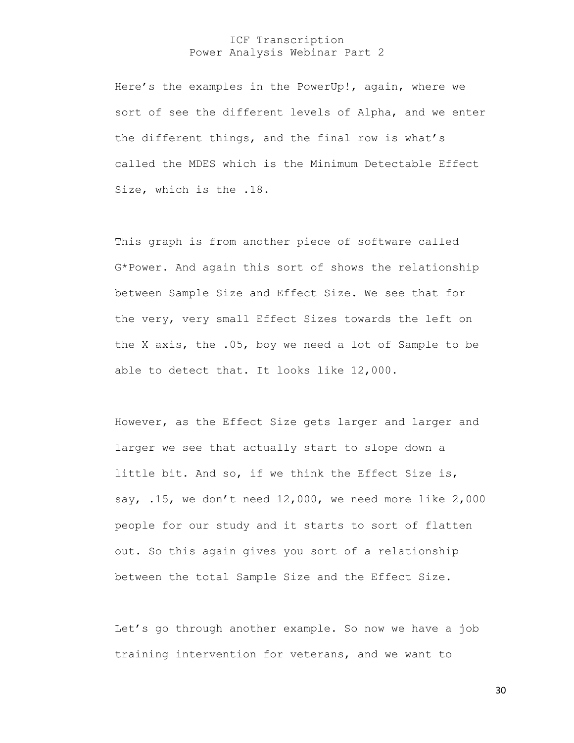Here's the examples in the PowerUp!, again, where we sort of see the different levels of Alpha, and we enter the different things, and the final row is what's called the MDES which is the Minimum Detectable Effect Size, which is the .18.

This graph is from another piece of software called G*Power. And again this sort of shows the relationship between Sample Size and Effect Size. We see that for the very, very small Effect Sizes towards the left on the X axis, the .05, boy we need a lot of Sample to be able to detect that. It looks like 12,000.

However, as the Effect Size gets larger and larger and larger we see that actually start to slope down a little bit. And so, if we think the Effect Size is, say, .15, we don't need 12,000, we need more like 2,000 people for our study and it starts to sort of flatten out. So this again gives you sort of a relationship between the total Sample Size and the Effect Size.

Let's go through another example. So now we have a job training intervention for veterans, and we want to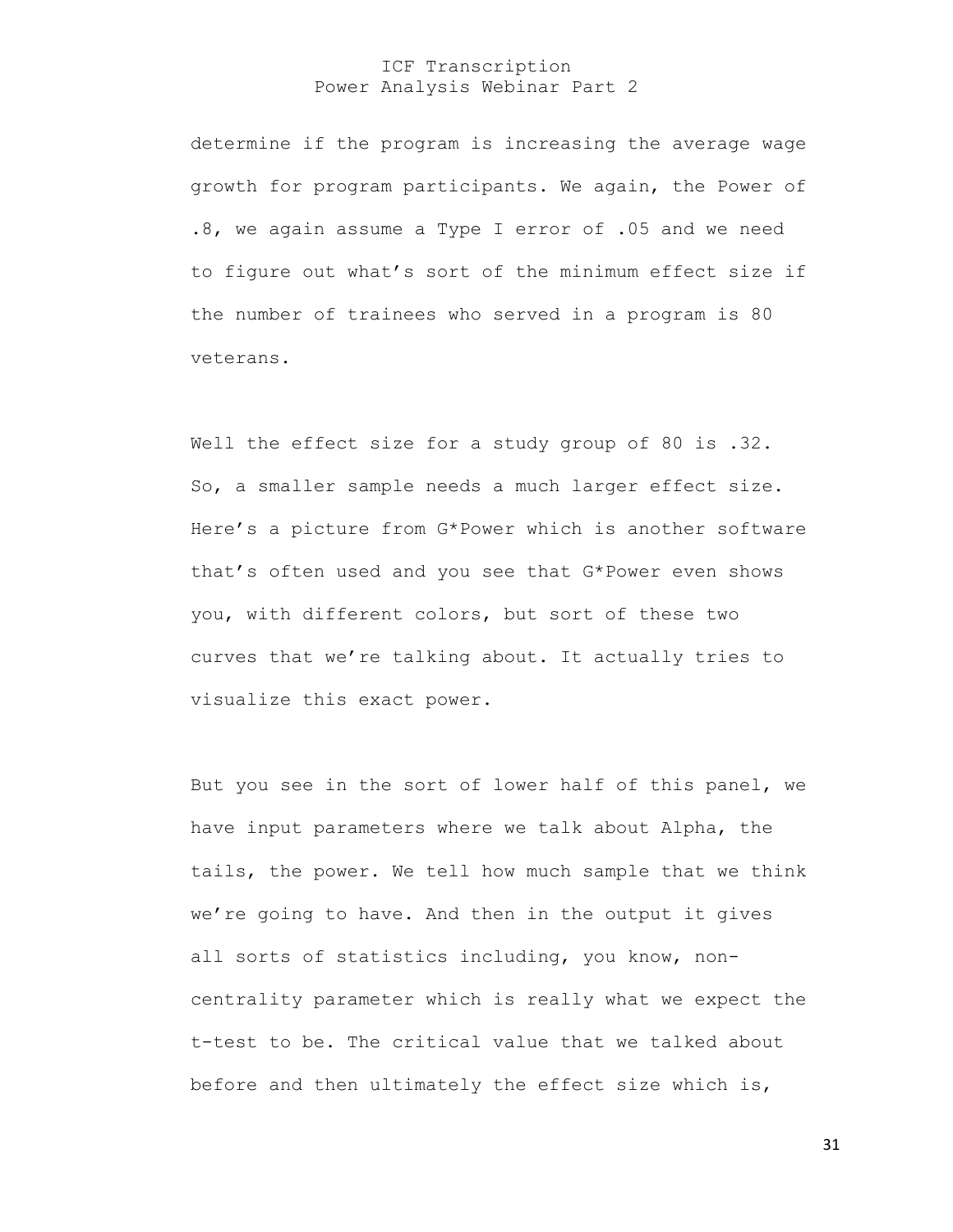determine if the program is increasing the average wage growth for program participants. We again, the Power of .8, we again assume a Type I error of .05 and we need to figure out what's sort of the minimum effect size if the number of trainees who served in a program is 80 veterans.

Well the effect size for a study group of 80 is .32. So, a smaller sample needs a much larger effect size. Here's a picture from G*Power which is another software that's often used and you see that G*Power even shows you, with different colors, but sort of these two curves that we're talking about. It actually tries to visualize this exact power.

But you see in the sort of lower half of this panel, we have input parameters where we talk about Alpha, the tails, the power. We tell how much sample that we think we're going to have. And then in the output it gives all sorts of statistics including, you know, non-centrality parameter which is really what we expect the t-test to be. The critical value that we talked about before and then ultimately the effect size which is,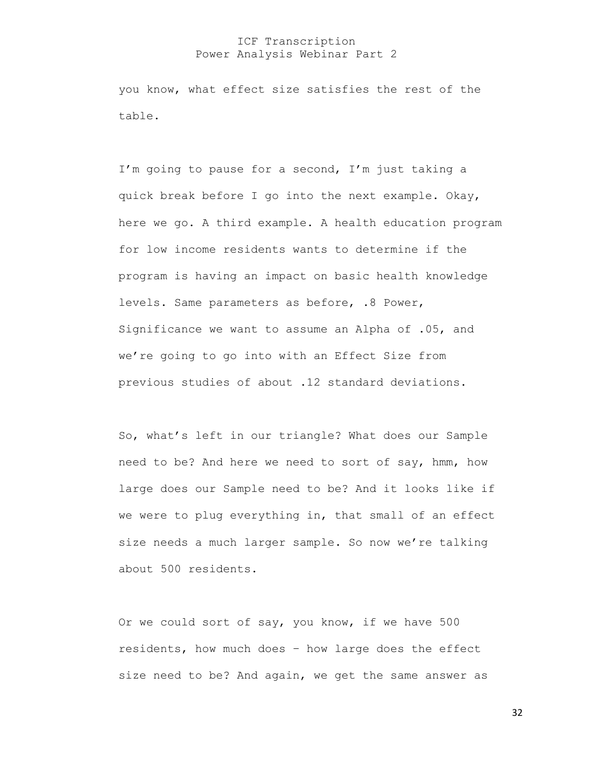you know, what effect size satisfies the rest of the table.

I'm going to pause for a second, I'm just taking a quick break before I go into the next example. Okay, here we go. A third example. A health education program for low income residents wants to determine if the program is having an impact on basic health knowledge levels. Same parameters as before, .8 Power, Significance we want to assume an Alpha of .05, and we're going to go into with an Effect Size from previous studies of about .12 standard deviations.

So, what's left in our triangle? What does our Sample need to be? And here we need to sort of say, hmm, how large does our Sample need to be? And it looks like if we were to plug everything in, that small of an effect size needs a much larger sample. So now we're talking about 500 residents.

Or we could sort of say, you know, if we have 500 residents, how much does – how large does the effect size need to be? And again, we get the same answer as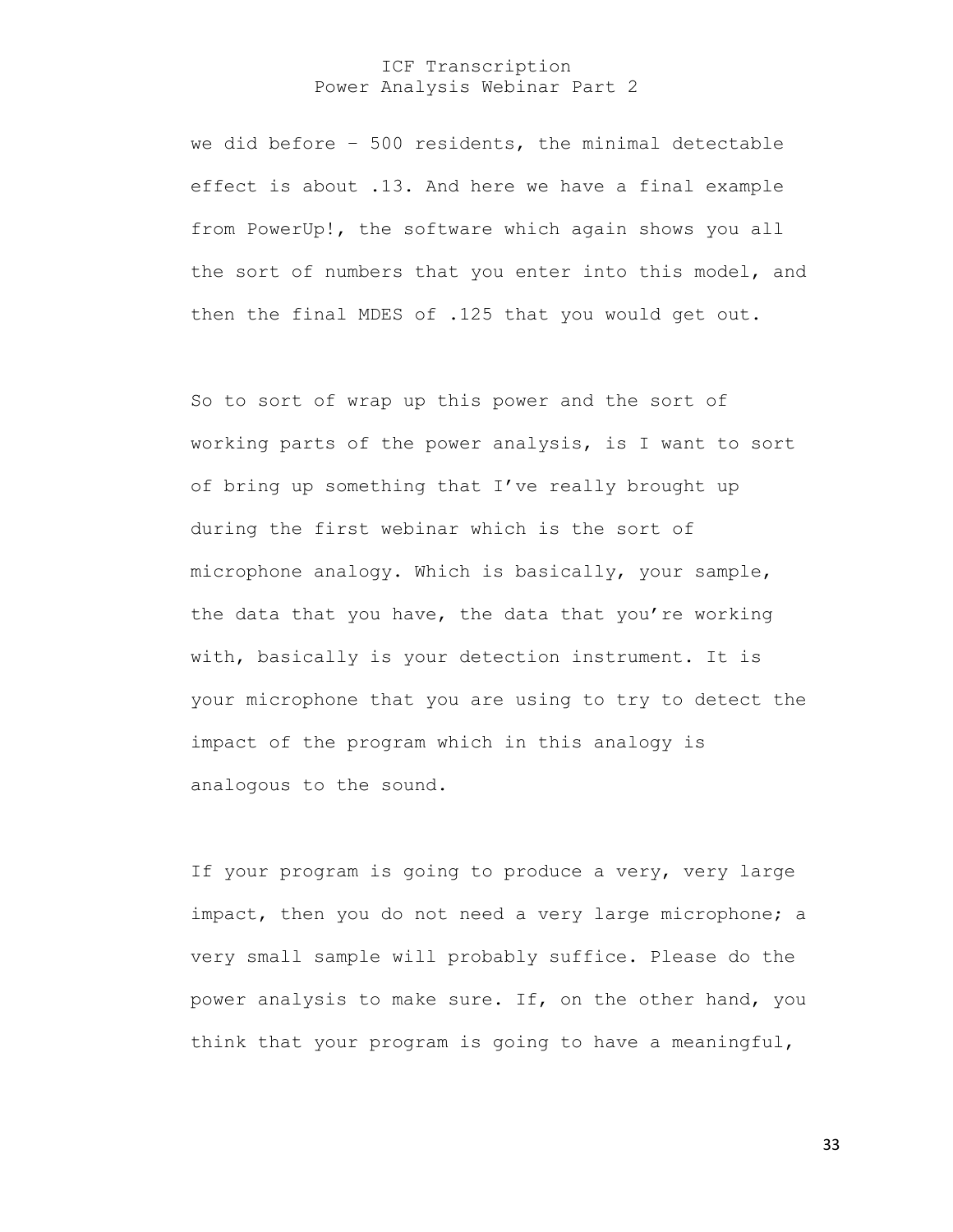we did before – 500 residents, the minimal detectable effect is about .13. And here we have a final example from PowerUp!, the software which again shows you all the sort of numbers that you enter into this model, and then the final MDES of .125 that you would get out.

So to sort of wrap up this power and the sort of working parts of the power analysis, is I want to sort of bring up something that I've really brought up during the first webinar which is the sort of microphone analogy. Which is basically, your sample, the data that you have, the data that you're working with, basically is your detection instrument. It is your microphone that you are using to try to detect the impact of the program which in this analogy is analogous to the sound.

If your program is going to produce a very, very large impact, then you do not need a very large microphone; a very small sample will probably suffice. Please do the power analysis to make sure. If, on the other hand, you think that your program is going to have a meaningful,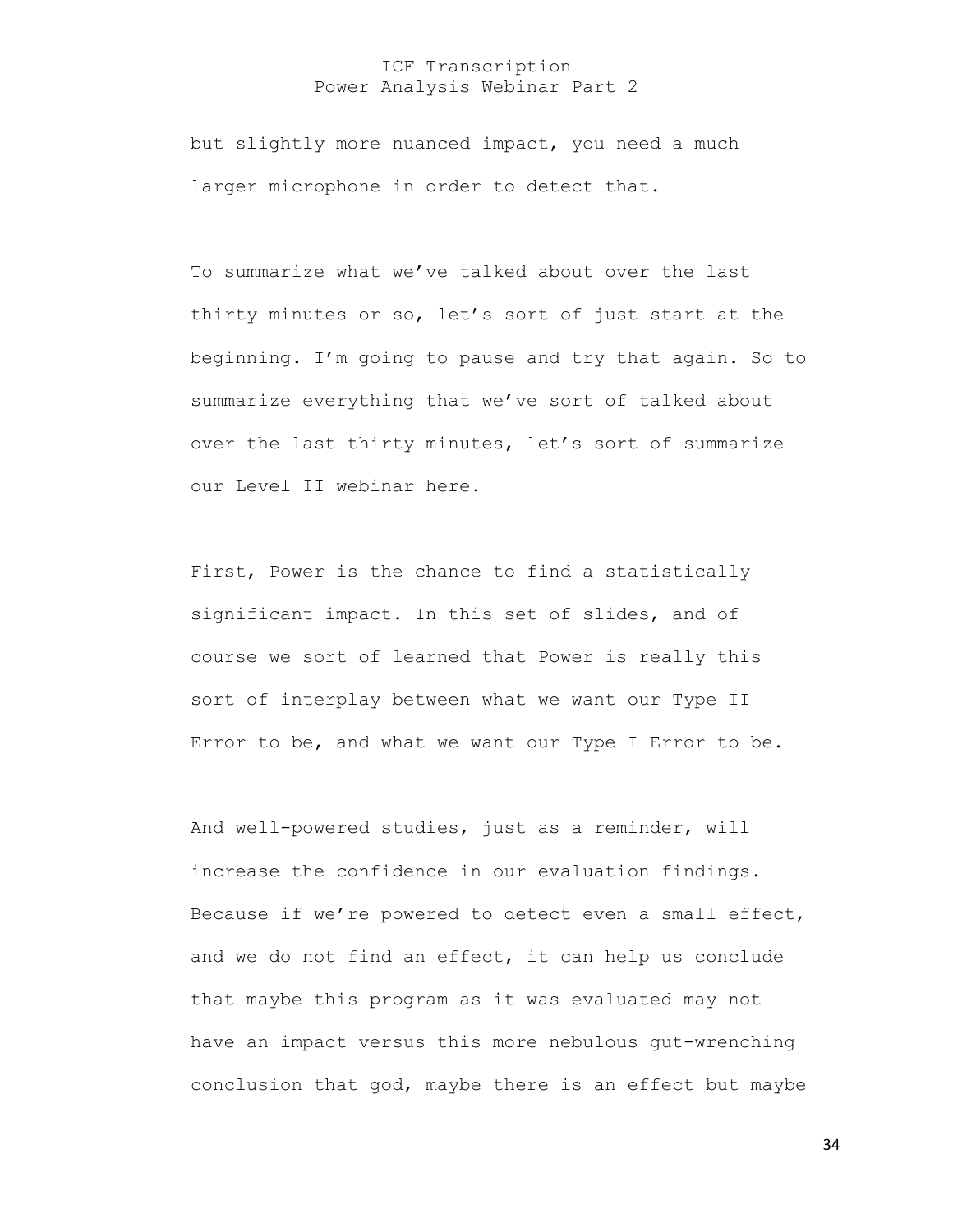but slightly more nuanced impact, you need a much larger microphone in order to detect that.

To summarize what we've talked about over the last thirty minutes or so, let's sort of just start at the beginning. I'm going to pause and try that again. So to summarize everything that we've sort of talked about over the last thirty minutes, let's sort of summarize our Level II webinar here.

First, Power is the chance to find a statistically significant impact. In this set of slides, and of course we sort of learned that Power is really this sort of interplay between what we want our Type II Error to be, and what we want our Type I Error to be.

And well-powered studies, just as a reminder, will increase the confidence in our evaluation findings. Because if we're powered to detect even a small effect, and we do not find an effect, it can help us conclude that maybe this program as it was evaluated may not have an impact versus this more nebulous gut-wrenching conclusion that god, maybe there is an effect but maybe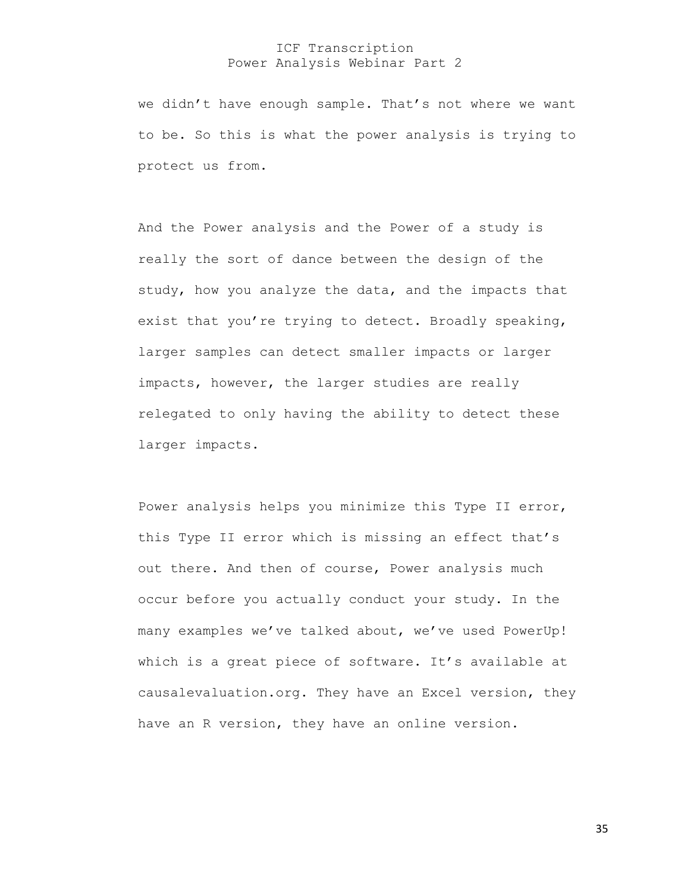we didn’t have enough sample. That’s not where we want to be. So this is what the power analysis is trying to protect us from.

And the Power analysis and the Power of a study is really the sort of dance between the design of the study, how you analyze the data, and the impacts that exist that you’re trying to detect. Broadly speaking, larger samples can detect smaller impacts or larger impacts, however, the larger studies are really relegated to only having the ability to detect these larger impacts.

Power analysis helps you minimize this Type II error, this Type II error which is missing an effect that’s out there. And then of course, Power analysis much occur before you actually conduct your study. In the many examples we’ve talked about, we’ve used PowerUp! which is a great piece of software. It’s available at causalevaluation.org. They have an Excel version, they have an R version, they have an online version.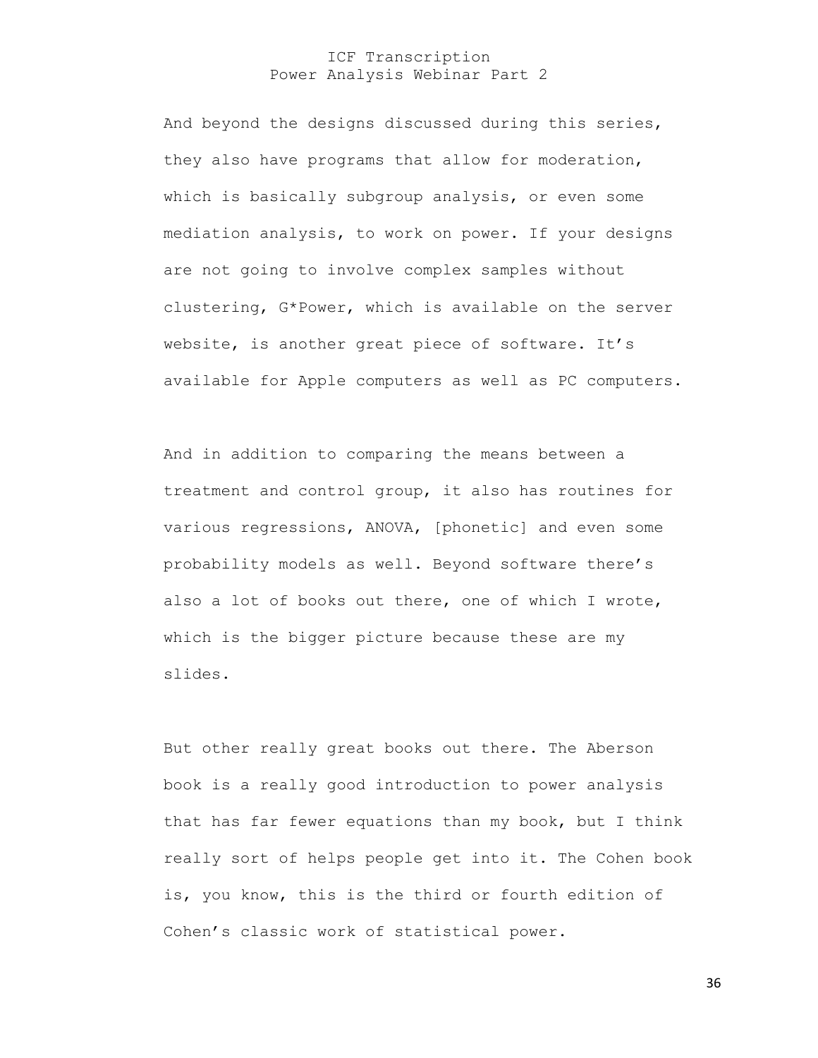And beyond the designs discussed during this series, they also have programs that allow for moderation, which is basically subgroup analysis, or even some mediation analysis, to work on power. If your designs are not going to involve complex samples without clustering, G*Power, which is available on the server website, is another great piece of software. It's available for Apple computers as well as PC computers.

And in addition to comparing the means between a treatment and control group, it also has routines for various regressions, ANOVA, [phonetic] and even some probability models as well. Beyond software there's also a lot of books out there, one of which I wrote, which is the bigger picture because these are my slides.

But other really great books out there. The Aberson book is a really good introduction to power analysis that has far fewer equations than my book, but I think really sort of helps people get into it. The Cohen book is, you know, this is the third or fourth edition of Cohen's classic work of statistical power.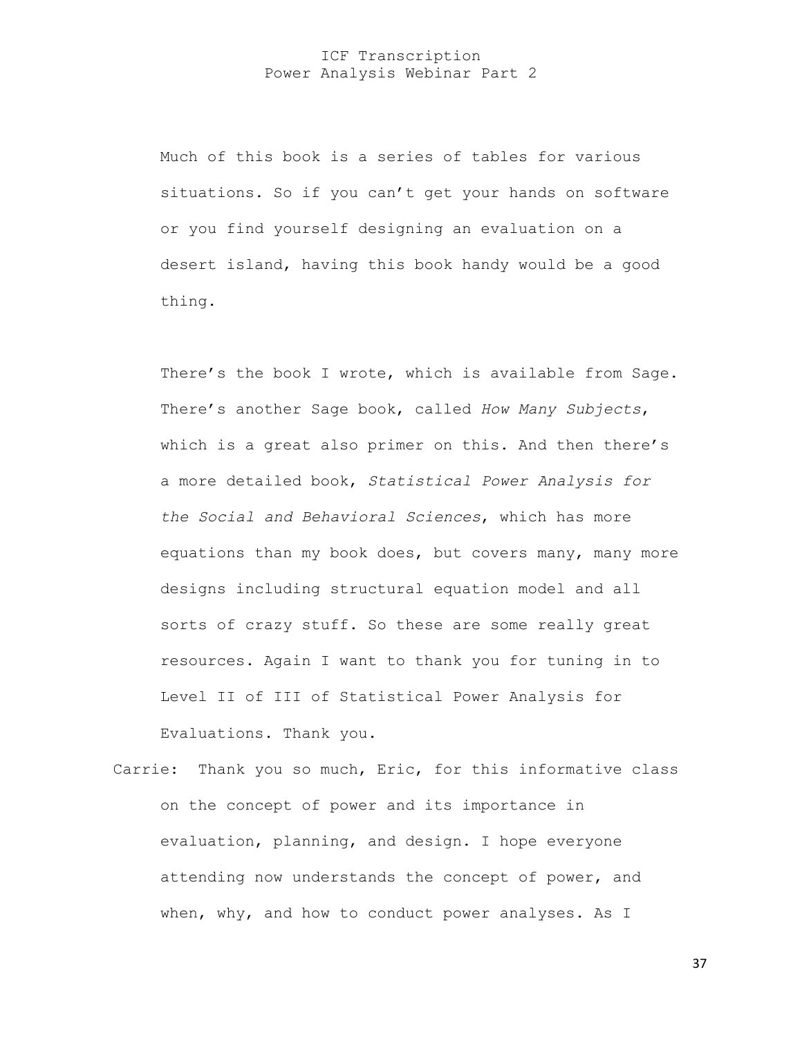Much of this book is a series of tables for various situations. So if you can't get your hands on software or you find yourself designing an evaluation on a desert island, having this book handy would be a good thing.

There's the book I wrote, which is available from Sage. There's another Sage book, called *How Many Subjects*, which is a great also primer on this. And then there's a more detailed book, *Statistical Power Analysis for the Social and Behavioral Sciences*, which has more equations than my book does, but covers many, many more designs including structural equation model and all sorts of crazy stuff. So these are some really great resources. Again I want to thank you for tuning in to Level II of III of Statistical Power Analysis for Evaluations. Thank you.

Carrie: Thank you so much, Eric, for this informative class on the concept of power and its importance in evaluation, planning, and design. I hope everyone attending now understands the concept of power, and when, why, and how to conduct power analyses. As I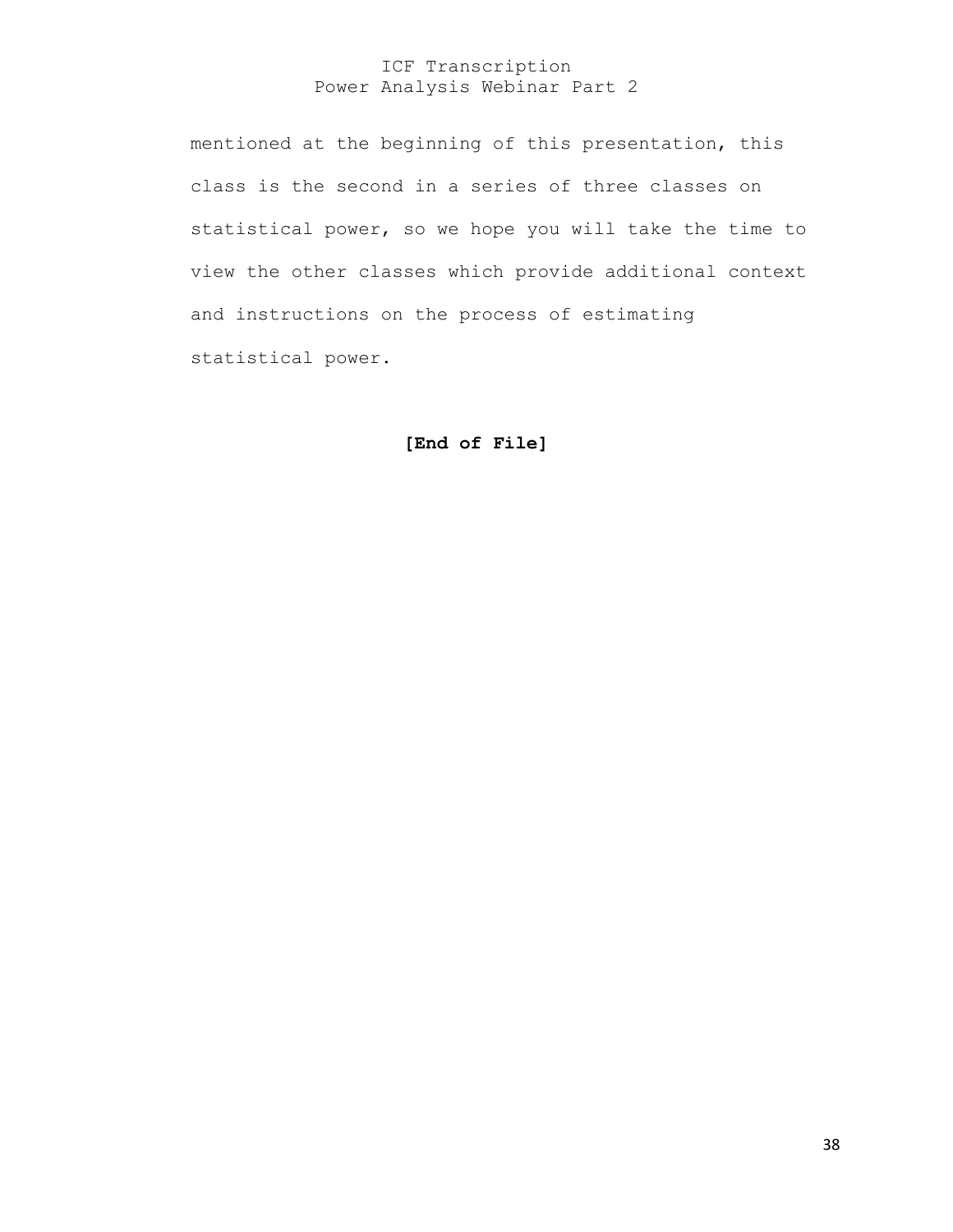mentioned at the beginning of this presentation, this class is the second in a series of three classes on statistical power, so we hope you will take the time to view the other classes which provide additional context and instructions on the process of estimating statistical power.

**[End of File]**